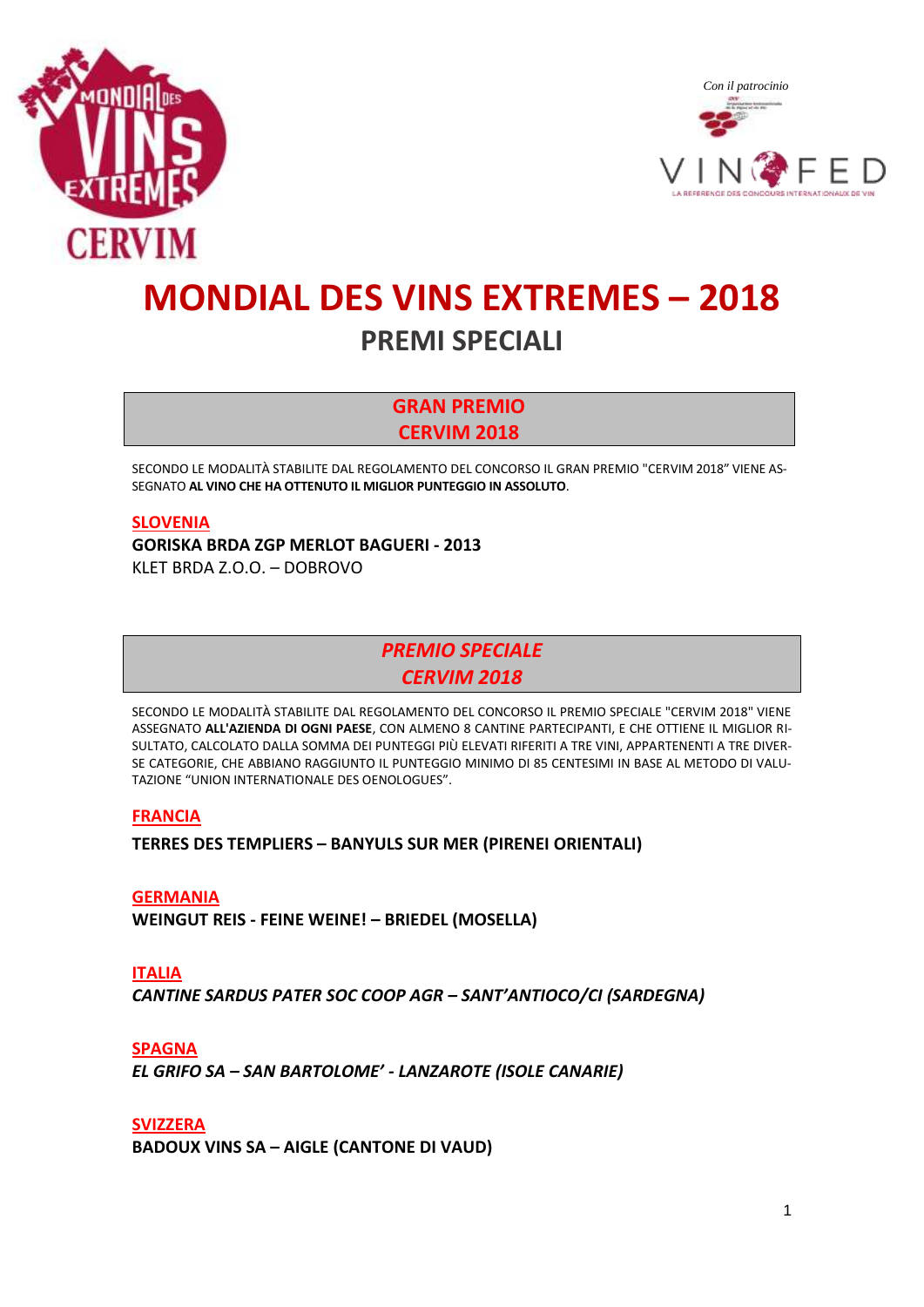Con il patrocinio

# MONDIAL DES VINS EXTREMES – 2018

## PREMI SPECIALI

### GRAN PREMIO CERVIM 2018

SECONDO LE MODALITÀ STABILITE DAL REGOLAMENTO DEL CONCORSO IL GRAN PREMIO "CERVIM 2018" VIENE ASSEGNATO **AL VINO CHE HA OTTENUTO IL MIGLIOR PUNTEGGIO IN ASSOLUTO**.

**SLOVENIA**

**GORISKA BRDA ZGP MERLOT BAGUERI - 2013**
KLET BRDA Z.O.O. – DOBROVO

### *PREMIO SPECIALE CERVIM 2018*

SECONDO LE MODALITÀ STABILITE DAL REGOLAMENTO DEL CONCORSO IL PREMIO SPECIALE "CERVIM 2018" VIENE ASSEGNATO **ALL'AZIENDA DI OGNI PAESE**, CON ALMENO 8 CANTINE PARTECIPANTI, E CHE OTTIENE IL MIGLIOR RISULTATO, CALCOLATO DALLA SOMMA DEI PUNTEGGI PIÙ ELEVATI RIFERITI A TRE VINI, APPARTENENTI A TRE DIVERSE CATEGORIE, CHE ABBIANO RAGGIUNTO IL PUNTEGGIO MINIMO DI 85 CENTESIMI IN BASE AL METODO DI VALUTAZIONE "UNION INTERNATIONALE DES OENOLOGUES".

**FRANCIA**

**TERRES DES TEMPLIERS – BANYULS SUR MER (PIRENEI ORIENTALI)**

**GERMANIA**

**WEINGUT REIS - FEINE WEINE! – BRIEDEL (MOSELLA)**

**ITALIA**

***CANTINE SARDUS PATER SOC COOP AGR – SANT'ANTIOCO/CI (SARDEGNA)***

**SPAGNA**

***EL GRIFO SA – SAN BARTOLOME' - LANZAROTE (ISOLE CANARIE)***

**SVIZZERA**

**BADOUX VINS SA – AIGLE (CANTONE DI VAUD)**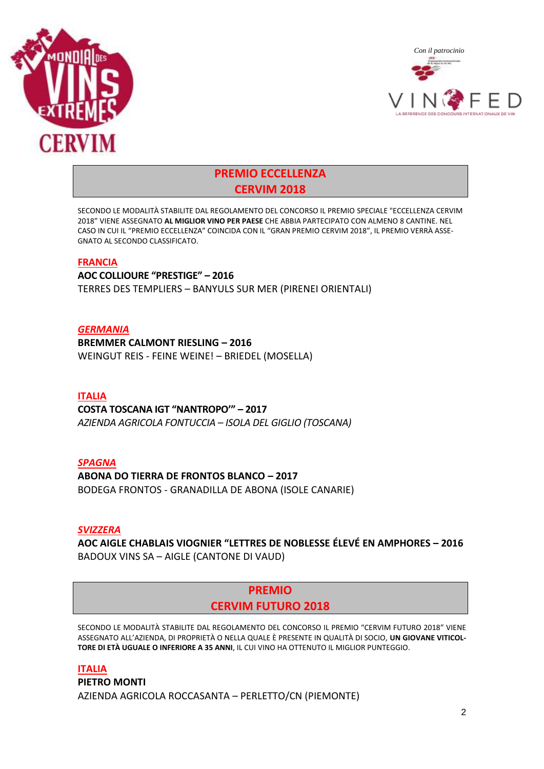Con il patrocinio

## PREMIO ECCELLENZA CERVIM 2018

SECONDO LE MODALITÀ STABILITE DAL REGOLAMENTO DEL CONCORSO IL PREMIO SPECIALE "ECCELLENZA CERVIM 2018" VIENE ASSEGNATO **AL MIGLIOR VINO PER PAESE** CHE ABBIA PARTECIPATO CON ALMENO 8 CANTINE. NEL CASO IN CUI IL "PREMIO ECCELLENZA" COINCIDA CON IL "GRAN PREMIO CERVIM 2018", IL PREMIO VERRÀ ASSEGNATO AL SECONDO CLASSIFICATO.

### FRANCIA

**AOC COLLIOURE "PRESTIGE" – 2016**
TERRES DES TEMPLIERS – BANYULS SUR MER (PIRENEI ORIENTALI)

### *GERMANIA*

**BREMMER CALMONT RIESLING – 2016**
WEINGUT REIS - FEINE WEINE! – BRIEDEL (MOSELLA)

### ITALIA

**COSTA TOSCANA IGT "NANTROPO'" – 2017**
*AZIENDA AGRICOLA FONTUCCIA – ISOLA DEL GIGLIO (TOSCANA)*

### *SPAGNA*

**ABONA DO TIERRA DE FRONTOS BLANCO – 2017**
BODEGA FRONTOS - GRANADILLA DE ABONA (ISOLE CANARIE)

### *SVIZZERA*

**AOC AIGLE CHABLAIS VIOGNIER "LETTRES DE NOBLESSE ÉLEVÉ EN AMPHORES – 2016**
BADOUX VINS SA – AIGLE (CANTONE DI VAUD)

## PREMIO CERVIM FUTURO 2018

SECONDO LE MODALITÀ STABILITE DAL REGOLAMENTO DEL CONCORSO IL PREMIO "CERVIM FUTURO 2018" VIENE ASSEGNATO ALL'AZIENDA, DI PROPRIETÀ O NELLA QUALE È PRESENTE IN QUALITÀ DI SOCIO, **UN GIOVANE VITICOLTORE DI ETÀ UGUALE O INFERIORE A 35 ANNI**, IL CUI VINO HA OTTENUTO IL MIGLIOR PUNTEGGIO.

### ITALIA

**PIETRO MONTI**
AZIENDA AGRICOLA ROCCASANTA – PERLETTO/CN (PIEMONTE)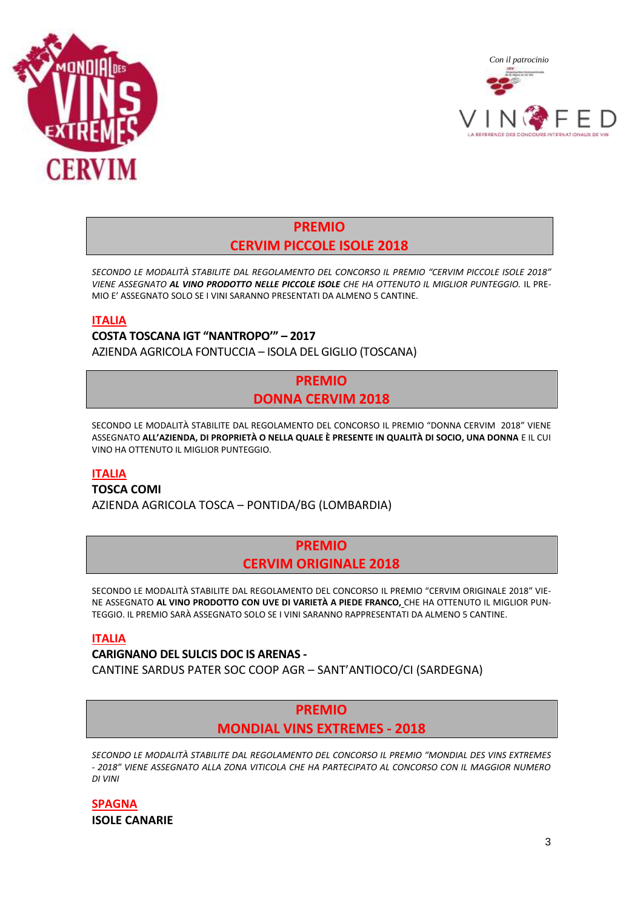Con il patrocinio

## PREMIO
## CERVIM PICCOLE ISOLE 2018

*SECONDO LE MODALITÀ STABILITE DAL REGOLAMENTO DEL CONCORSO IL PREMIO "CERVIM PICCOLE ISOLE 2018" VIENE ASSEGNATO **AL VINO PRODOTTO NELLE PICCOLE ISOLE** CHE HA OTTENUTO IL MIGLIOR PUNTEGGIO.* IL PREMIO E' ASSEGNATO SOLO SE I VINI SARANNO PRESENTATI DA ALMENO 5 CANTINE.

**ITALIA**

**COSTA TOSCANA IGT "NANTROPO'" – 2017**

AZIENDA AGRICOLA FONTUCCIA – ISOLA DEL GIGLIO (TOSCANA)

## PREMIO
## DONNA CERVIM 2018

SECONDO LE MODALITÀ STABILITE DAL REGOLAMENTO DEL CONCORSO IL PREMIO "DONNA CERVIM 2018" VIENE ASSEGNATO **ALL'AZIENDA, DI PROPRIETÀ O NELLA QUALE È PRESENTE IN QUALITÀ DI SOCIO, UNA DONNA** E IL CUI VINO HA OTTENUTO IL MIGLIOR PUNTEGGIO.

**ITALIA**

**TOSCA COMI**

AZIENDA AGRICOLA TOSCA – PONTIDA/BG (LOMBARDIA)

## PREMIO
## CERVIM ORIGINALE 2018

SECONDO LE MODALITÀ STABILITE DAL REGOLAMENTO DEL CONCORSO IL PREMIO "CERVIM ORIGINALE 2018" VIENE ASSEGNATO **AL VINO PRODOTTO CON UVE DI VARIETÀ A PIEDE FRANCO,** CHE HA OTTENUTO IL MIGLIOR PUNTEGGIO. IL PREMIO SARÀ ASSEGNATO SOLO SE I VINI SARANNO RAPPRESENTATI DA ALMENO 5 CANTINE.

**ITALIA**

**CARIGNANO DEL SULCIS DOC IS ARENAS -**

CANTINE SARDUS PATER SOC COOP AGR – SANT'ANTIOCO/CI (SARDEGNA)

## PREMIO
## MONDIAL VINS EXTREMES - 2018

*SECONDO LE MODALITÀ STABILITE DAL REGOLAMENTO DEL CONCORSO IL PREMIO "MONDIAL DES VINS EXTREMES - 2018" VIENE ASSEGNATO ALLA ZONA VITICOLA CHE HA PARTECIPATO AL CONCORSO CON IL MAGGIOR NUMERO DI VINI*

**SPAGNA**

**ISOLE CANARIE**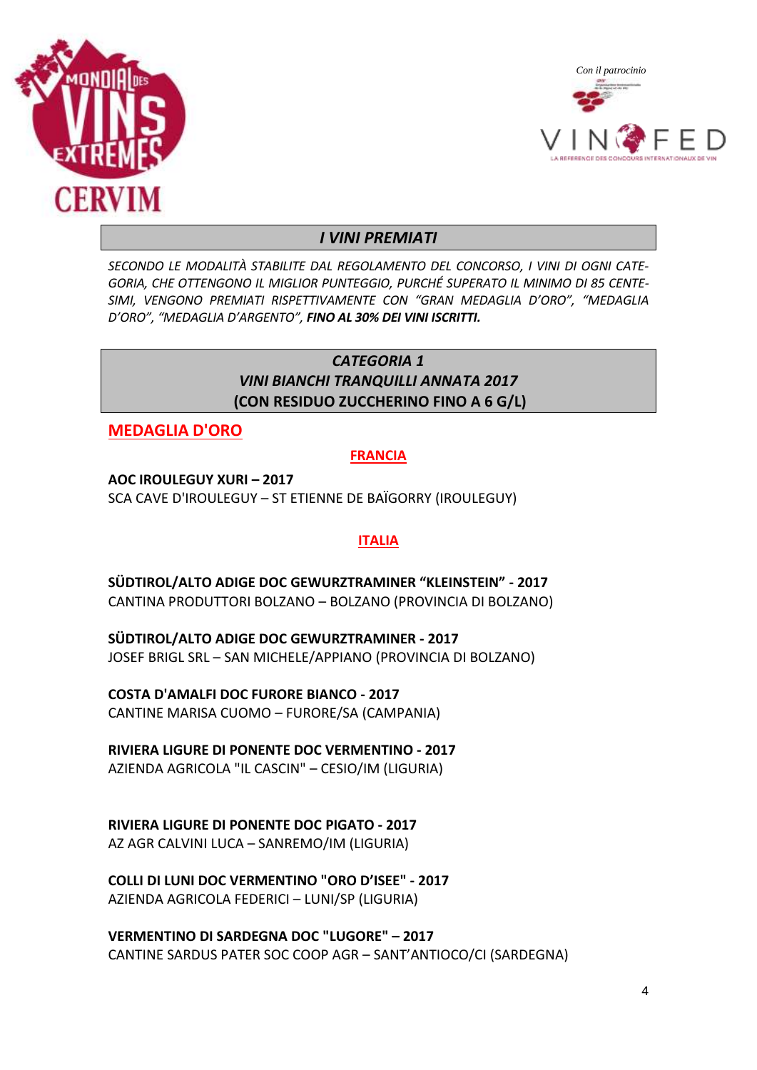Con il patrocinio

## *I VINI PREMIATI*

*SECONDO LE MODALITÀ STABILITE DAL REGOLAMENTO DEL CONCORSO, I VINI DI OGNI CATEGORIA, CHE OTTENGONO IL MIGLIOR PUNTEGGIO, PURCHÉ SUPERATO IL MINIMO DI 85 CENTESIMI, VENGONO PREMIATI RISPETTIVAMENTE CON "GRAN MEDAGLIA D'ORO", "MEDAGLIA D'ORO", "MEDAGLIA D'ARGENTO",* ***FINO AL 30% DEI VINI ISCRITTI.***

## *CATEGORIA 1*
## *VINI BIANCHI TRANQUILLI ANNATA 2017*
## (CON RESIDUO ZUCCHERINO FINO A 6 G/L)

### MEDAGLIA D'ORO

#### FRANCIA

**AOC IROULEGUY XURI – 2017**
SCA CAVE D'IROULEGUY – ST ETIENNE DE BAÏGORRY (IROULEGUY)

#### ITALIA

**SÜDTIROL/ALTO ADIGE DOC GEWURZTRAMINER "KLEINSTEIN" - 2017**
CANTINA PRODUTTORI BOLZANO – BOLZANO (PROVINCIA DI BOLZANO)

**SÜDTIROL/ALTO ADIGE DOC GEWURZTRAMINER - 2017**
JOSEF BRIGL SRL – SAN MICHELE/APPIANO (PROVINCIA DI BOLZANO)

**COSTA D'AMALFI DOC FURORE BIANCO - 2017**
CANTINE MARISA CUOMO – FURORE/SA (CAMPANIA)

**RIVIERA LIGURE DI PONENTE DOC VERMENTINO - 2017**
AZIENDA AGRICOLA "IL CASCIN" – CESIO/IM (LIGURIA)

**RIVIERA LIGURE DI PONENTE DOC PIGATO - 2017**
AZ AGR CALVINI LUCA – SANREMO/IM (LIGURIA)

**COLLI DI LUNI DOC VERMENTINO "ORO D'ISEE" - 2017**
AZIENDA AGRICOLA FEDERICI – LUNI/SP (LIGURIA)

**VERMENTINO DI SARDEGNA DOC "LUGORE" – 2017**
CANTINE SARDUS PATER SOC COOP AGR – SANT'ANTIOCO/CI (SARDEGNA)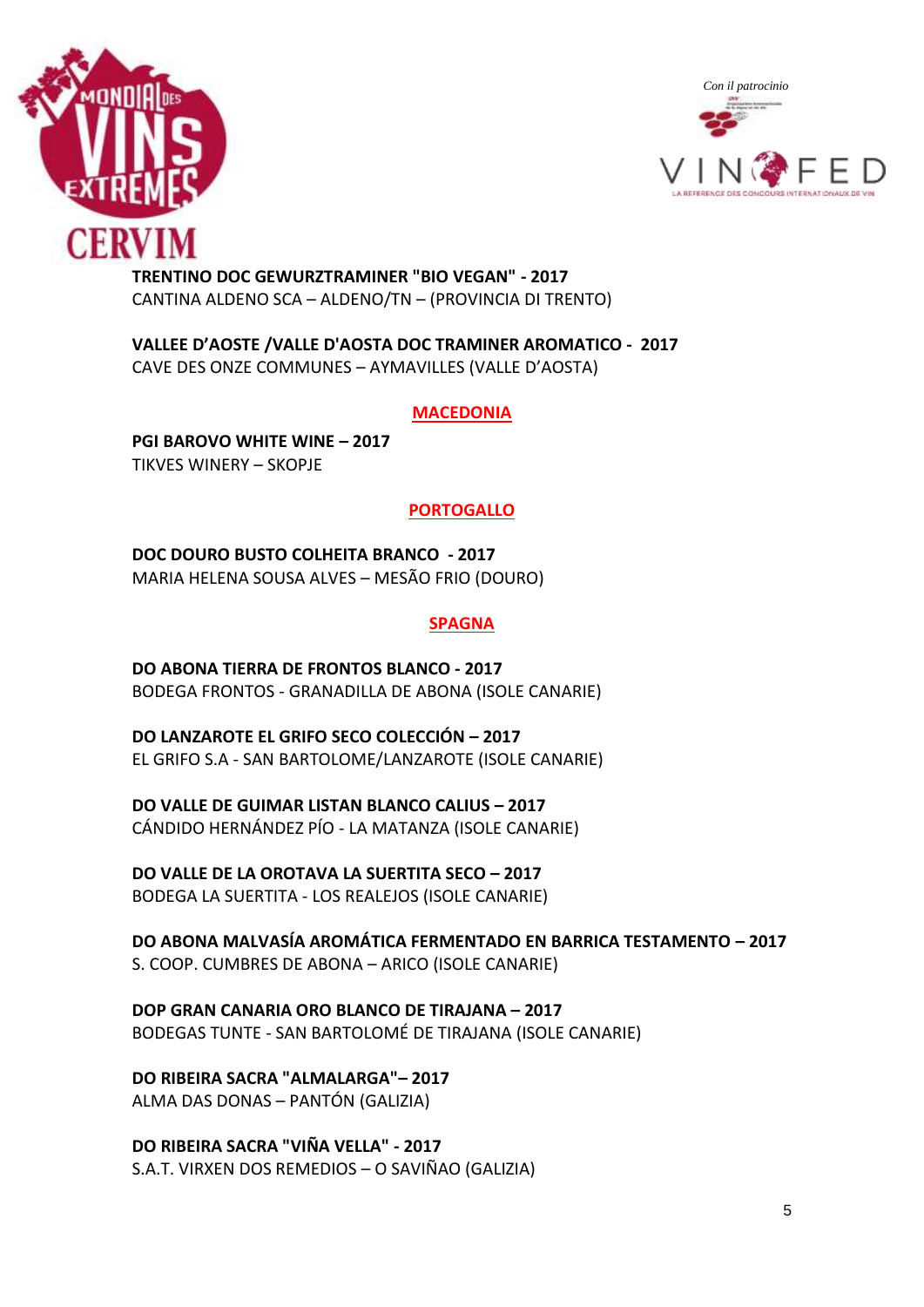**TRENTINO DOC GEWURZTRAMINER "BIO VEGAN" - 2017**
CANTINA ALDENO SCA – ALDENO/TN – (PROVINCIA DI TRENTO)

**VALLEE D'AOSTE /VALLE D'AOSTA DOC TRAMINER AROMATICO - 2017**
CAVE DES ONZE COMMUNES – AYMAVILLES (VALLE D'AOSTA)

## MACEDONIA

**PGI BAROVO WHITE WINE – 2017**
TIKVES WINERY – SKOPJE

## PORTOGALLO

**DOC DOURO BUSTO COLHEITA BRANCO - 2017**
MARIA HELENA SOUSA ALVES – MESÃO FRIO (DOURO)

## SPAGNA

**DO ABONA TIERRA DE FRONTOS BLANCO - 2017**
BODEGA FRONTOS - GRANADILLA DE ABONA (ISOLE CANARIE)

**DO LANZAROTE EL GRIFO SECO COLECCIÓN – 2017**
EL GRIFO S.A - SAN BARTOLOME/LANZAROTE (ISOLE CANARIE)

**DO VALLE DE GUIMAR LISTAN BLANCO CALIUS – 2017**
CÁNDIDO HERNÁNDEZ PÍO - LA MATANZA (ISOLE CANARIE)

**DO VALLE DE LA OROTAVA LA SUERTITA SECO – 2017**
BODEGA LA SUERTITA - LOS REALEJOS (ISOLE CANARIE)

**DO ABONA MALVASÍA AROMÁTICA FERMENTADO EN BARRICA TESTAMENTO – 2017**
S. COOP. CUMBRES DE ABONA – ARICO (ISOLE CANARIE)

**DOP GRAN CANARIA ORO BLANCO DE TIRAJANA – 2017**
BODEGAS TUNTE - SAN BARTOLOMÉ DE TIRAJANA (ISOLE CANARIE)

**DO RIBEIRA SACRA "ALMALARGA"– 2017**
ALMA DAS DONAS – PANTÓN (GALIZIA)

**DO RIBEIRA SACRA "VIÑA VELLA" - 2017**
S.A.T. VIRXEN DOS REMEDIOS – O SAVIÑAO (GALIZIA)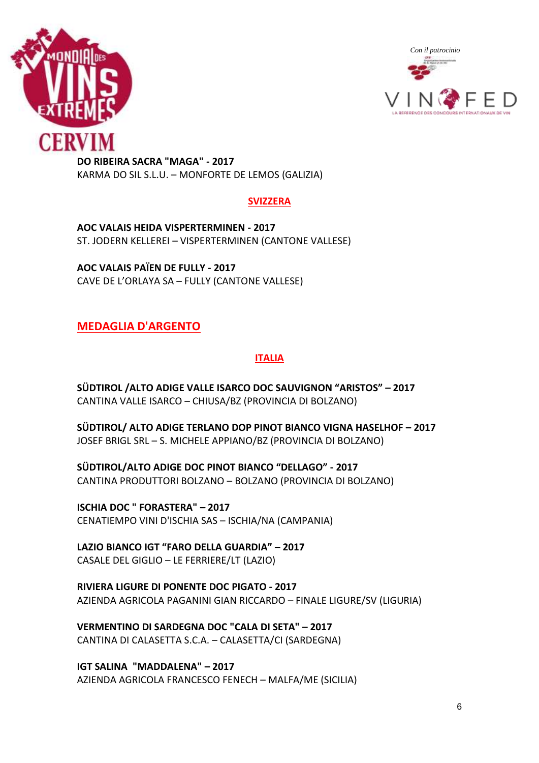**DO RIBEIRA SACRA "MAGA" - 2017**
KARMA DO SIL S.L.U. – MONFORTE DE LEMOS (GALIZIA)

### SVIZZERA

**AOC VALAIS HEIDA VISPERTERMINEN - 2017**
ST. JODERN KELLEREI – VISPERTERMINEN (CANTONE VALLESE)

**AOC VALAIS PAÏEN DE FULLY - 2017**
CAVE DE L'ORLAYA SA – FULLY (CANTONE VALLESE)

## MEDAGLIA D'ARGENTO

### ITALIA

**SÜDTIROL /ALTO ADIGE VALLE ISARCO DOC SAUVIGNON "ARISTOS" – 2017**
CANTINA VALLE ISARCO – CHIUSA/BZ (PROVINCIA DI BOLZANO)

**SÜDTIROL/ ALTO ADIGE TERLANO DOP PINOT BIANCO VIGNA HASELHOF – 2017**
JOSEF BRIGL SRL – S. MICHELE APPIANO/BZ (PROVINCIA DI BOLZANO)

**SÜDTIROL/ALTO ADIGE DOC PINOT BIANCO "DELLAGO" - 2017**
CANTINA PRODUTTORI BOLZANO – BOLZANO (PROVINCIA DI BOLZANO)

**ISCHIA DOC " FORASTERA" – 2017**
CENATIEMPO VINI D'ISCHIA SAS – ISCHIA/NA (CAMPANIA)

**LAZIO BIANCO IGT "FARO DELLA GUARDIA" – 2017**
CASALE DEL GIGLIO – LE FERRIERE/LT (LAZIO)

**RIVIERA LIGURE DI PONENTE DOC PIGATO - 2017**
AZIENDA AGRICOLA PAGANINI GIAN RICCARDO – FINALE LIGURE/SV (LIGURIA)

**VERMENTINO DI SARDEGNA DOC "CALA DI SETA" – 2017**
CANTINA DI CALASETTA S.C.A. – CALASETTA/CI (SARDEGNA)

**IGT SALINA "MADDALENA" – 2017**
AZIENDA AGRICOLA FRANCESCO FENECH – MALFA/ME (SICILIA)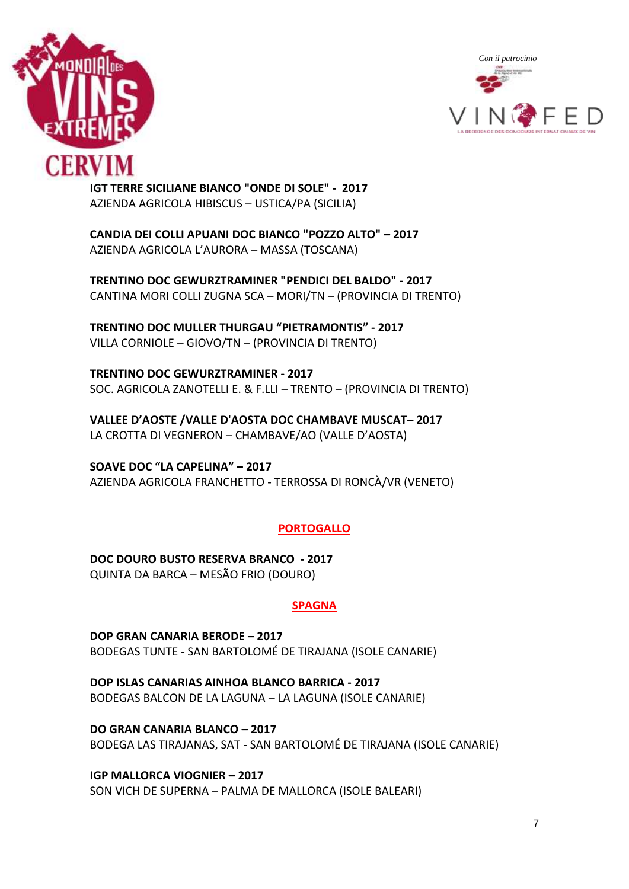**IGT TERRE SICILIANE BIANCO "ONDE DI SOLE" - 2017**
AZIENDA AGRICOLA HIBISCUS – USTICA/PA (SICILIA)

**CANDIA DEI COLLI APUANI DOC BIANCO "POZZO ALTO" – 2017**
AZIENDA AGRICOLA L'AURORA – MASSA (TOSCANA)

**TRENTINO DOC GEWURZTRAMINER "PENDICI DEL BALDO" - 2017**
CANTINA MORI COLLI ZUGNA SCA – MORI/TN – (PROVINCIA DI TRENTO)

**TRENTINO DOC MULLER THURGAU "PIETRAMONTIS" - 2017**
VILLA CORNIOLE – GIOVO/TN – (PROVINCIA DI TRENTO)

**TRENTINO DOC GEWURZTRAMINER - 2017**
SOC. AGRICOLA ZANOTELLI E. & F.LLI – TRENTO – (PROVINCIA DI TRENTO)

**VALLEE D'AOSTE /VALLE D'AOSTA DOC CHAMBAVE MUSCAT– 2017**
LA CROTTA DI VEGNERON – CHAMBAVE/AO (VALLE D'AOSTA)

**SOAVE DOC "LA CAPELINA" – 2017**
AZIENDA AGRICOLA FRANCHETTO - TERROSSA DI RONCÀ/VR (VENETO)

## PORTOGALLO

**DOC DOURO BUSTO RESERVA BRANCO - 2017**
QUINTA DA BARCA – MESÃO FRIO (DOURO)

## SPAGNA

**DOP GRAN CANARIA BERODE – 2017**
BODEGAS TUNTE - SAN BARTOLOMÉ DE TIRAJANA (ISOLE CANARIE)

**DOP ISLAS CANARIAS AINHOA BLANCO BARRICA - 2017**
BODEGAS BALCON DE LA LAGUNA – LA LAGUNA (ISOLE CANARIE)

**DO GRAN CANARIA BLANCO – 2017**
BODEGA LAS TIRAJANAS, SAT - SAN BARTOLOMÉ DE TIRAJANA (ISOLE CANARIE)

**IGP MALLORCA VIOGNIER – 2017**
SON VICH DE SUPERNA – PALMA DE MALLORCA (ISOLE BALEARI)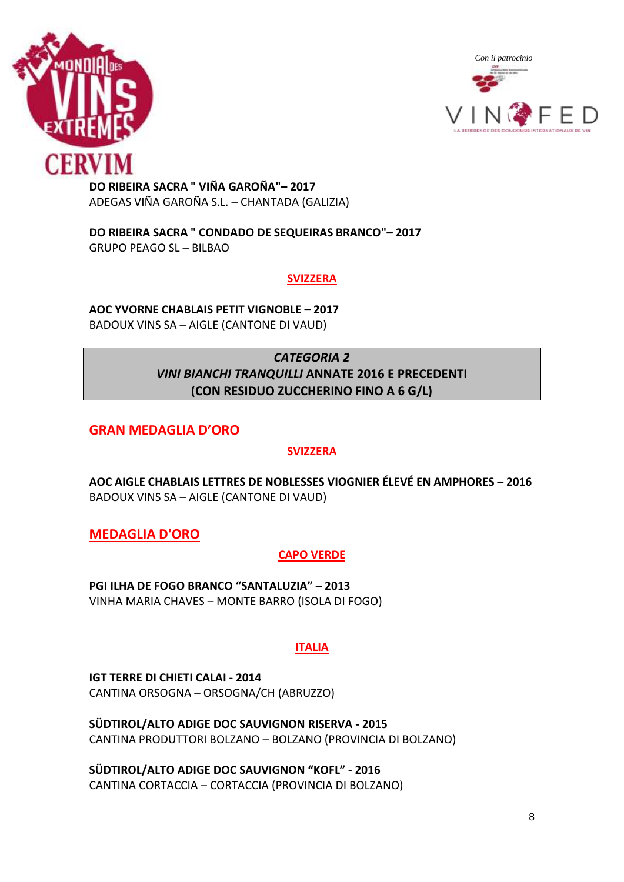**DO RIBEIRA SACRA " VIÑA GAROÑA"– 2017**
ADEGAS VIÑA GAROÑA S.L. – CHANTADA (GALIZIA)

**DO RIBEIRA SACRA " CONDADO DE SEQUEIRAS BRANCO"– 2017**
GRUPO PEAGO SL – BILBAO

### SVIZZERA

**AOC YVORNE CHABLAIS PETIT VIGNOBLE – 2017**
BADOUX VINS SA – AIGLE (CANTONE DI VAUD)

## *CATEGORIA 2*
## *VINI BIANCHI TRANQUILLI* ANNATE 2016 E PRECEDENTI
## (CON RESIDUO ZUCCHERINO FINO A 6 G/L)

## GRAN MEDAGLIA D'ORO

### SVIZZERA

**AOC AIGLE CHABLAIS LETTRES DE NOBLESSES VIOGNIER ÉLEVÉ EN AMPHORES – 2016**
BADOUX VINS SA – AIGLE (CANTONE DI VAUD)

## MEDAGLIA D'ORO

### CAPO VERDE

**PGI ILHA DE FOGO BRANCO "SANTALUZIA" – 2013**
VINHA MARIA CHAVES – MONTE BARRO (ISOLA DI FOGO)

### ITALIA

**IGT TERRE DI CHIETI CALAI - 2014**
CANTINA ORSOGNA – ORSOGNA/CH (ABRUZZO)

**SÜDTIROL/ALTO ADIGE DOC SAUVIGNON RISERVA - 2015**
CANTINA PRODUTTORI BOLZANO – BOLZANO (PROVINCIA DI BOLZANO)

**SÜDTIROL/ALTO ADIGE DOC SAUVIGNON "KOFL" - 2016**
CANTINA CORTACCIA – CORTACCIA (PROVINCIA DI BOLZANO)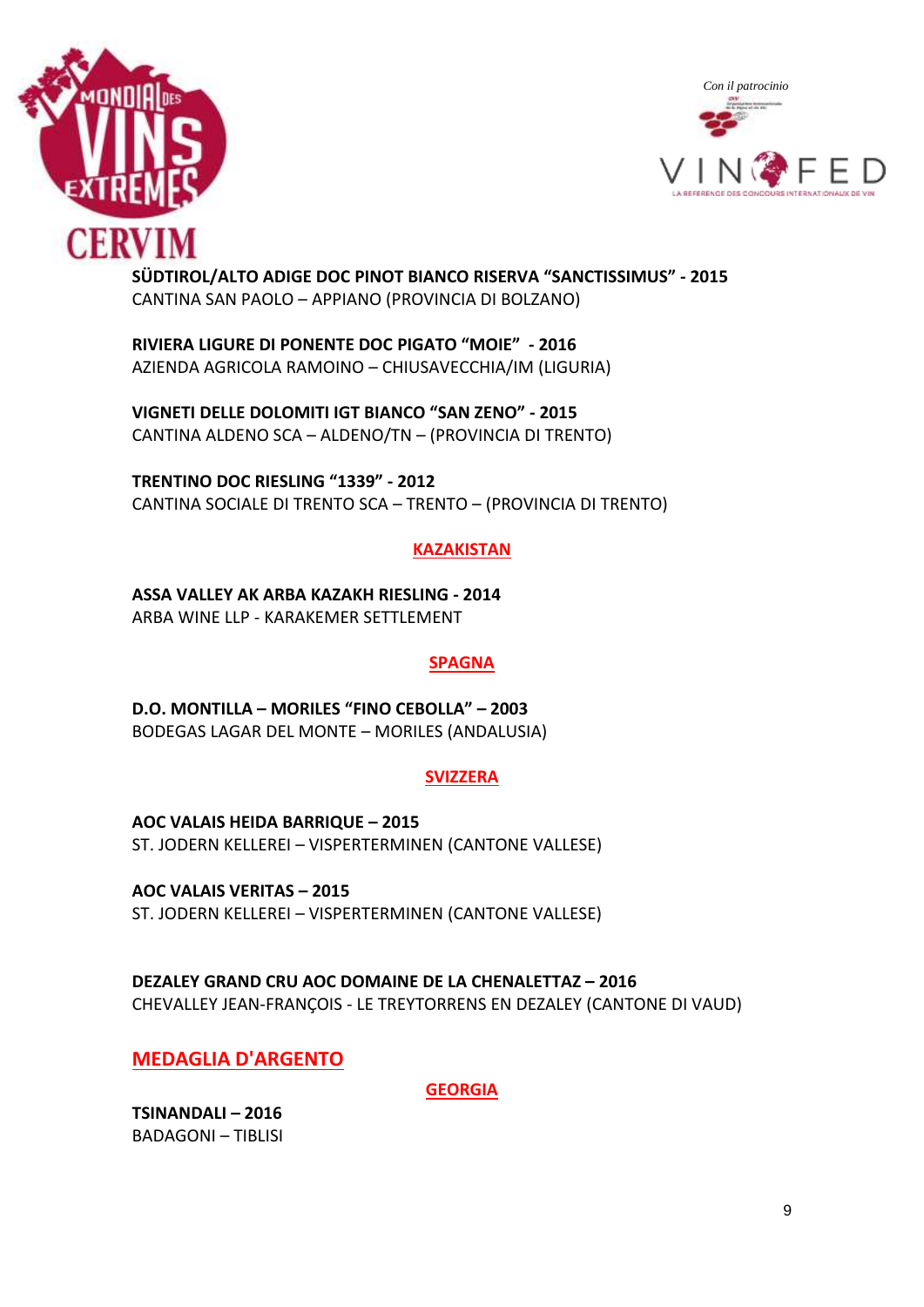**SÜDTIROL/ALTO ADIGE DOC PINOT BIANCO RISERVA "SANCTISSIMUS" - 2015**
CANTINA SAN PAOLO – APPIANO (PROVINCIA DI BOLZANO)

**RIVIERA LIGURE DI PONENTE DOC PIGATO "MOIE" - 2016**
AZIENDA AGRICOLA RAMOINO – CHIUSAVECCHIA/IM (LIGURIA)

**VIGNETI DELLE DOLOMITI IGT BIANCO "SAN ZENO" - 2015**
CANTINA ALDENO SCA – ALDENO/TN – (PROVINCIA DI TRENTO)

**TRENTINO DOC RIESLING "1339" - 2012**
CANTINA SOCIALE DI TRENTO SCA – TRENTO – (PROVINCIA DI TRENTO)

### KAZAKISTAN

**ASSA VALLEY AK ARBA KAZAKH RIESLING - 2014**
ARBA WINE LLP - KARAKEMER SETTLEMENT

### SPAGNA

**D.O. MONTILLA – MORILES "FINO CEBOLLA" – 2003**
BODEGAS LAGAR DEL MONTE – MORILES (ANDALUSIA)

### SVIZZERA

**AOC VALAIS HEIDA BARRIQUE – 2015**
ST. JODERN KELLEREI – VISPERTERMINEN (CANTONE VALLESE)

**AOC VALAIS VERITAS – 2015**
ST. JODERN KELLEREI – VISPERTERMINEN (CANTONE VALLESE)

**DEZALEY GRAND CRU AOC DOMAINE DE LA CHENALETTAZ – 2016**
CHEVALLEY JEAN-FRANÇOIS - LE TREYTORRENS EN DEZALEY (CANTONE DI VAUD)

## MEDAGLIA D'ARGENTO

### GEORGIA

**TSINANDALI – 2016**
BADAGONI – TIBLISI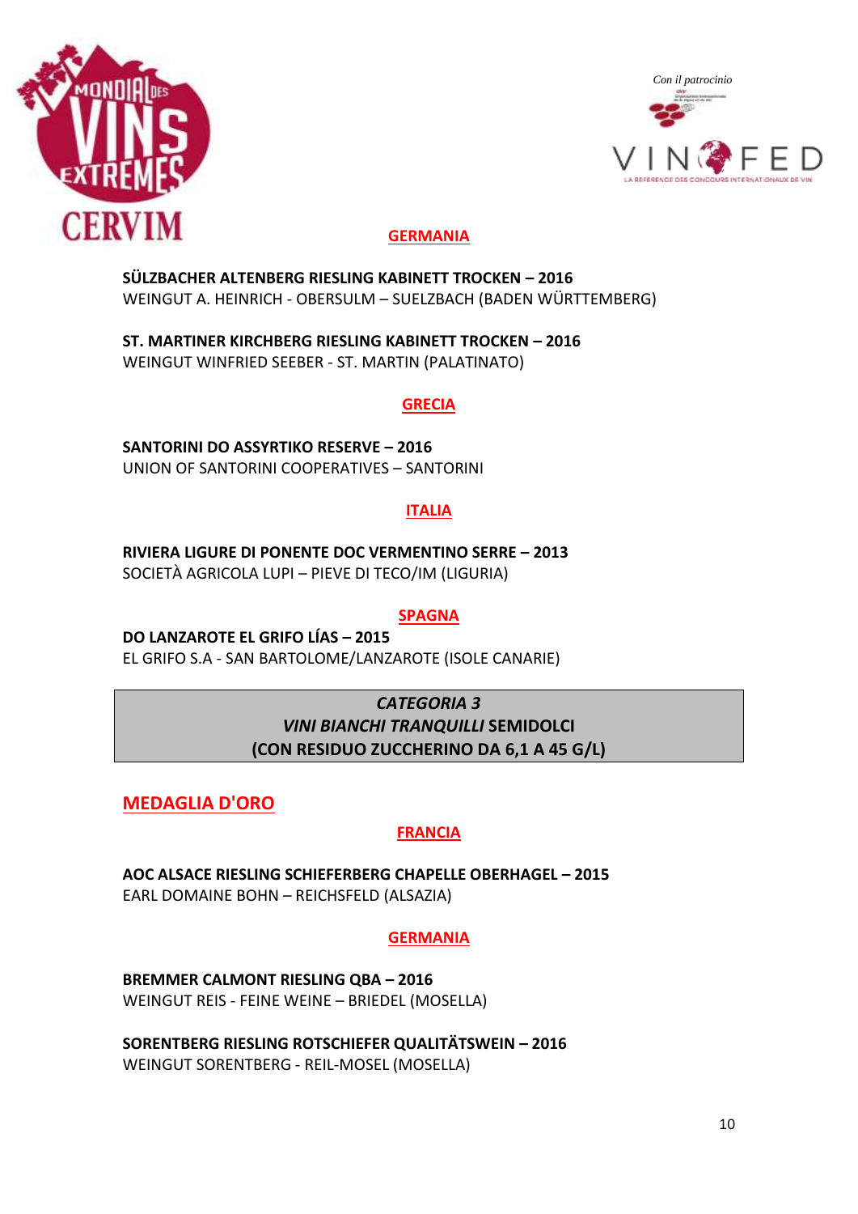## GERMANIA

**SÜLZBACHER ALTENBERG RIESLING KABINETT TROCKEN – 2016**
WEINGUT A. HEINRICH - OBERSULM – SUELZBACH (BADEN WÜRTTEMBERG)

**ST. MARTINER KIRCHBERG RIESLING KABINETT TROCKEN – 2016**
WEINGUT WINFRIED SEEBER - ST. MARTIN (PALATINATO)

## GRECIA

**SANTORINI DO ASSYRTIKO RESERVE – 2016**
UNION OF SANTORINI COOPERATIVES – SANTORINI

## ITALIA

**RIVIERA LIGURE DI PONENTE DOC VERMENTINO SERRE – 2013**
SOCIETÀ AGRICOLA LUPI – PIEVE DI TECO/IM (LIGURIA)

## SPAGNA

**DO LANZAROTE EL GRIFO LÍAS – 2015**
EL GRIFO S.A - SAN BARTOLOME/LANZAROTE (ISOLE CANARIE)

# *CATEGORIA 3*
# *VINI BIANCHI TRANQUILLI* SEMIDOLCI
# (CON RESIDUO ZUCCHERINO DA 6,1 A 45 G/L)

## MEDAGLIA D'ORO

## FRANCIA

**AOC ALSACE RIESLING SCHIEFERBERG CHAPELLE OBERHAGEL – 2015**
EARL DOMAINE BOHN – REICHSFELD (ALSAZIA)

## GERMANIA

**BREMMER CALMONT RIESLING QBA – 2016**
WEINGUT REIS - FEINE WEINE – BRIEDEL (MOSELLA)

**SORENTBERG RIESLING ROTSCHIEFER QUALITÄTSWEIN – 2016**
WEINGUT SORENTBERG - REIL-MOSEL (MOSELLA)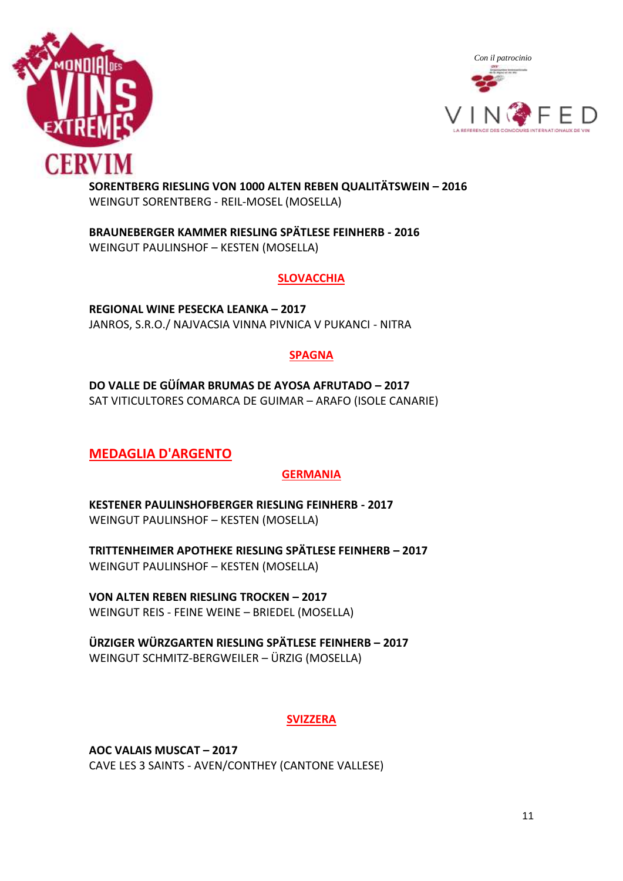**SORENTBERG RIESLING VON 1000 ALTEN REBEN QUALITÄTSWEIN – 2016**
WEINGUT SORENTBERG - REIL-MOSEL (MOSELLA)

**BRAUNEBERGER KAMMER RIESLING SPÄTLESE FEINHERB - 2016**
WEINGUT PAULINSHOF – KESTEN (MOSELLA)

### SLOVACCHIA

**REGIONAL WINE PESECKA LEANKA – 2017**
JANROS, S.R.O./ NAJVACSIA VINNA PIVNICA V PUKANCI - NITRA

### SPAGNA

**DO VALLE DE GÜÍMAR BRUMAS DE AYOSA AFRUTADO – 2017**
SAT VITICULTORES COMARCA DE GUIMAR – ARAFO (ISOLE CANARIE)

## MEDAGLIA D'ARGENTO

### GERMANIA

**KESTENER PAULINSHOFBERGER RIESLING FEINHERB - 2017**
WEINGUT PAULINSHOF – KESTEN (MOSELLA)

**TRITTENHEIMER APOTHEKE RIESLING SPÄTLESE FEINHERB – 2017**
WEINGUT PAULINSHOF – KESTEN (MOSELLA)

**VON ALTEN REBEN RIESLING TROCKEN – 2017**
WEINGUT REIS - FEINE WEINE – BRIEDEL (MOSELLA)

**ÜRZIGER WÜRZGARTEN RIESLING SPÄTLESE FEINHERB – 2017**
WEINGUT SCHMITZ-BERGWEILER – ÜRZIG (MOSELLA)

### SVIZZERA

**AOC VALAIS MUSCAT – 2017**
CAVE LES 3 SAINTS - AVEN/CONTHEY (CANTONE VALLESE)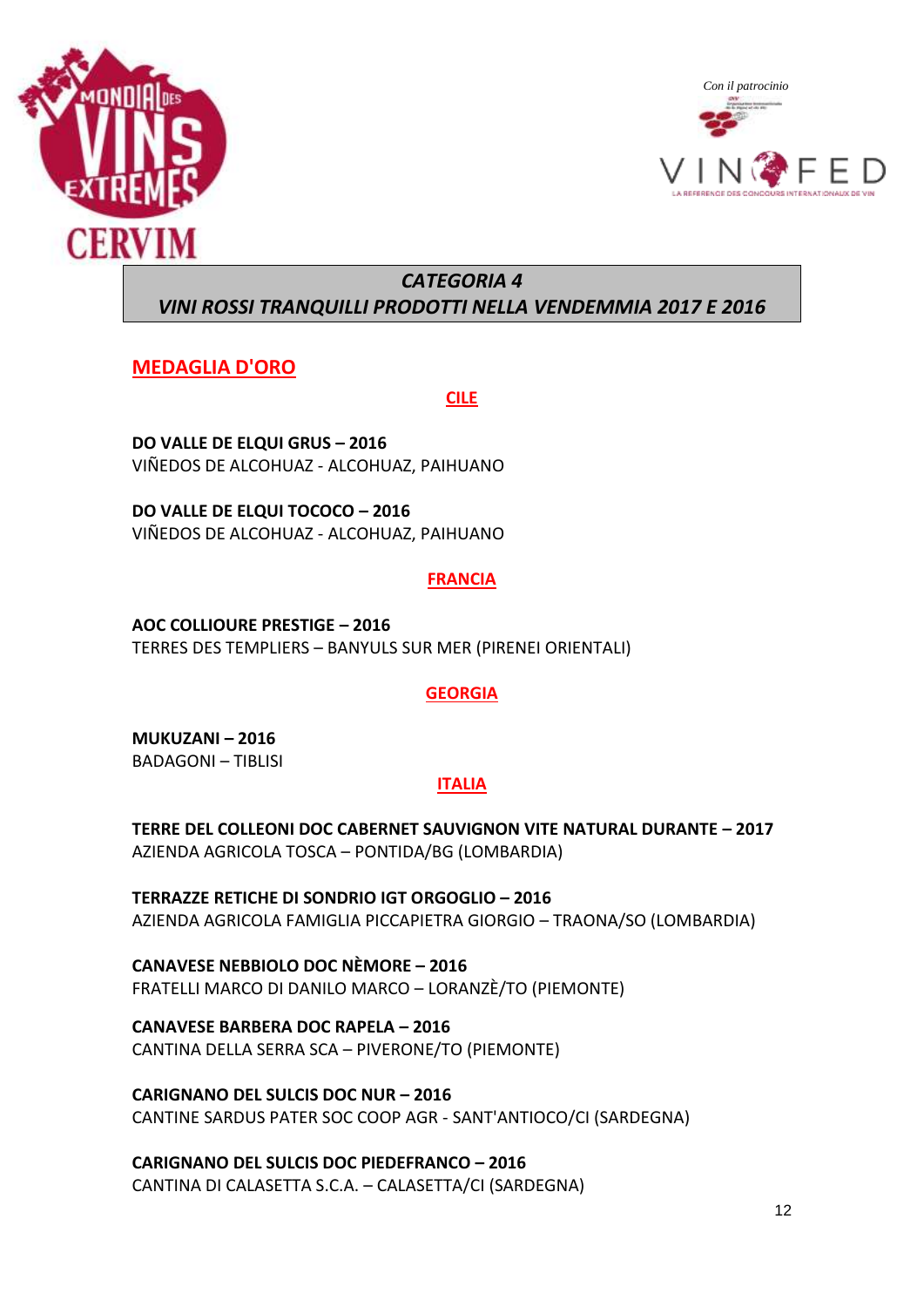Con il patrocinio

## CATEGORIA 4
## VINI ROSSI TRANQUILLI PRODOTTI NELLA VENDEMMIA 2017 E 2016

### MEDAGLIA D'ORO

#### CILE

**DO VALLE DE ELQUI GRUS – 2016**
VIÑEDOS DE ALCOHUAZ - ALCOHUAZ, PAIHUANO

**DO VALLE DE ELQUI TOCOCO – 2016**
VIÑEDOS DE ALCOHUAZ - ALCOHUAZ, PAIHUANO

#### FRANCIA

**AOC COLLIOURE PRESTIGE – 2016**
TERRES DES TEMPLIERS – BANYULS SUR MER (PIRENEI ORIENTALI)

#### GEORGIA

**MUKUZANI – 2016**
BADAGONI – TIBLISI

#### ITALIA

**TERRE DEL COLLEONI DOC CABERNET SAUVIGNON VITE NATURAL DURANTE – 2017**
AZIENDA AGRICOLA TOSCA – PONTIDA/BG (LOMBARDIA)

**TERRAZZE RETICHE DI SONDRIO IGT ORGOGLIO – 2016**
AZIENDA AGRICOLA FAMIGLIA PICCAPIETRA GIORGIO – TRAONA/SO (LOMBARDIA)

**CANAVESE NEBBIOLO DOC NÈMORE – 2016**
FRATELLI MARCO DI DANILO MARCO – LORANZÈ/TO (PIEMONTE)

**CANAVESE BARBERA DOC RAPELA – 2016**
CANTINA DELLA SERRA SCA – PIVERONE/TO (PIEMONTE)

**CARIGNANO DEL SULCIS DOC NUR – 2016**
CANTINE SARDUS PATER SOC COOP AGR - SANT'ANTIOCO/CI (SARDEGNA)

**CARIGNANO DEL SULCIS DOC PIEDEFRANCO – 2016**
CANTINA DI CALASETTA S.C.A. – CALASETTA/CI (SARDEGNA)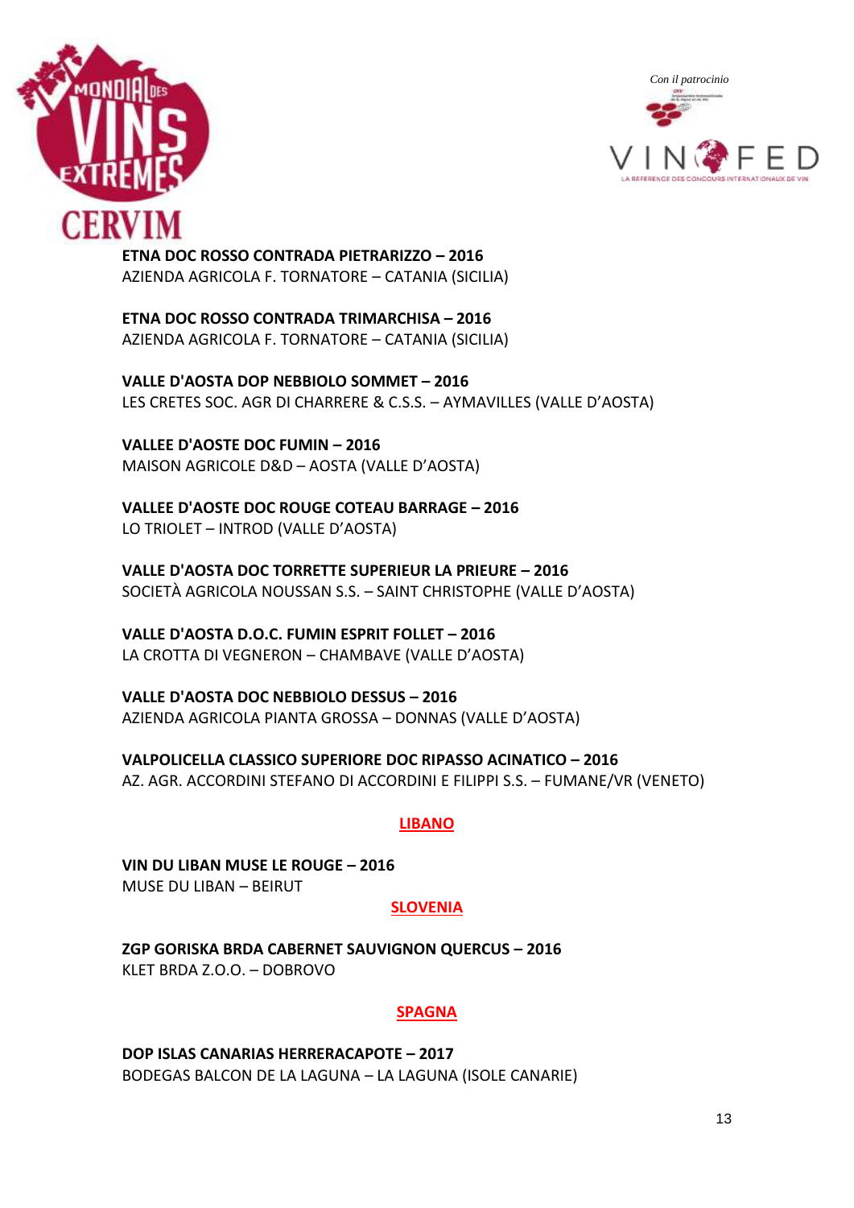**ETNA DOC ROSSO CONTRADA PIETRARIZZO – 2016**
AZIENDA AGRICOLA F. TORNATORE – CATANIA (SICILIA)

**ETNA DOC ROSSO CONTRADA TRIMARCHISA – 2016**
AZIENDA AGRICOLA F. TORNATORE – CATANIA (SICILIA)

**VALLE D'AOSTA DOP NEBBIOLO SOMMET – 2016**
LES CRETES SOC. AGR DI CHARRERE & C.S.S. – AYMAVILLES (VALLE D'AOSTA)

**VALLEE D'AOSTE DOC FUMIN – 2016**
MAISON AGRICOLE D&D – AOSTA (VALLE D'AOSTA)

**VALLEE D'AOSTE DOC ROUGE COTEAU BARRAGE – 2016**
LO TRIOLET – INTROD (VALLE D'AOSTA)

**VALLE D'AOSTA DOC TORRETTE SUPERIEUR LA PRIEURE – 2016**
SOCIETÀ AGRICOLA NOUSSAN S.S. – SAINT CHRISTOPHE (VALLE D'AOSTA)

**VALLE D'AOSTA D.O.C. FUMIN ESPRIT FOLLET – 2016**
LA CROTTA DI VEGNERON – CHAMBAVE (VALLE D'AOSTA)

**VALLE D'AOSTA DOC NEBBIOLO DESSUS – 2016**
AZIENDA AGRICOLA PIANTA GROSSA – DONNAS (VALLE D'AOSTA)

**VALPOLICELLA CLASSICO SUPERIORE DOC RIPASSO ACINATICO – 2016**
AZ. AGR. ACCORDINI STEFANO DI ACCORDINI E FILIPPI S.S. – FUMANE/VR (VENETO)

## LIBANO

**VIN DU LIBAN MUSE LE ROUGE – 2016**
MUSE DU LIBAN – BEIRUT

## SLOVENIA

**ZGP GORISKA BRDA CABERNET SAUVIGNON QUERCUS – 2016**
KLET BRDA Z.O.O. – DOBROVO

## SPAGNA

**DOP ISLAS CANARIAS HERRERACAPOTE – 2017**
BODEGAS BALCON DE LA LAGUNA – LA LAGUNA (ISOLE CANARIE)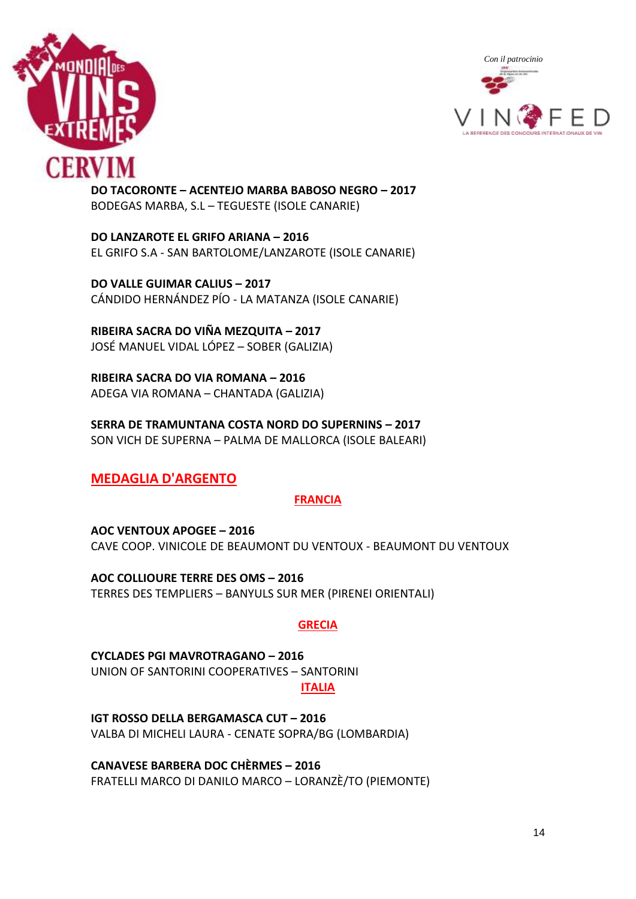**DO TACORONTE – ACENTEJO MARBA BABOSO NEGRO – 2017**
BODEGAS MARBA, S.L – TEGUESTE (ISOLE CANARIE)

**DO LANZAROTE EL GRIFO ARIANA – 2016**
EL GRIFO S.A - SAN BARTOLOME/LANZAROTE (ISOLE CANARIE)

**DO VALLE GUIMAR CALIUS – 2017**
CÁNDIDO HERNÁNDEZ PÍO - LA MATANZA (ISOLE CANARIE)

**RIBEIRA SACRA DO VIÑA MEZQUITA – 2017**
JOSÉ MANUEL VIDAL LÓPEZ – SOBER (GALIZIA)

**RIBEIRA SACRA DO VIA ROMANA – 2016**
ADEGA VIA ROMANA – CHANTADA (GALIZIA)

**SERRA DE TRAMUNTANA COSTA NORD DO SUPERNINS – 2017**
SON VICH DE SUPERNA – PALMA DE MALLORCA (ISOLE BALEARI)

## MEDAGLIA D'ARGENTO

### FRANCIA

**AOC VENTOUX APOGEE – 2016**
CAVE COOP. VINICOLE DE BEAUMONT DU VENTOUX - BEAUMONT DU VENTOUX

**AOC COLLIOURE TERRE DES OMS – 2016**
TERRES DES TEMPLIERS – BANYULS SUR MER (PIRENEI ORIENTALI)

### GRECIA

**CYCLADES PGI MAVROTRAGANO – 2016**
UNION OF SANTORINI COOPERATIVES – SANTORINI

### ITALIA

**IGT ROSSO DELLA BERGAMASCA CUT – 2016**
VALBA DI MICHELI LAURA - CENATE SOPRA/BG (LOMBARDIA)

**CANAVESE BARBERA DOC CHÈRMES – 2016**
FRATELLI MARCO DI DANILO MARCO – LORANZÈ/TO (PIEMONTE)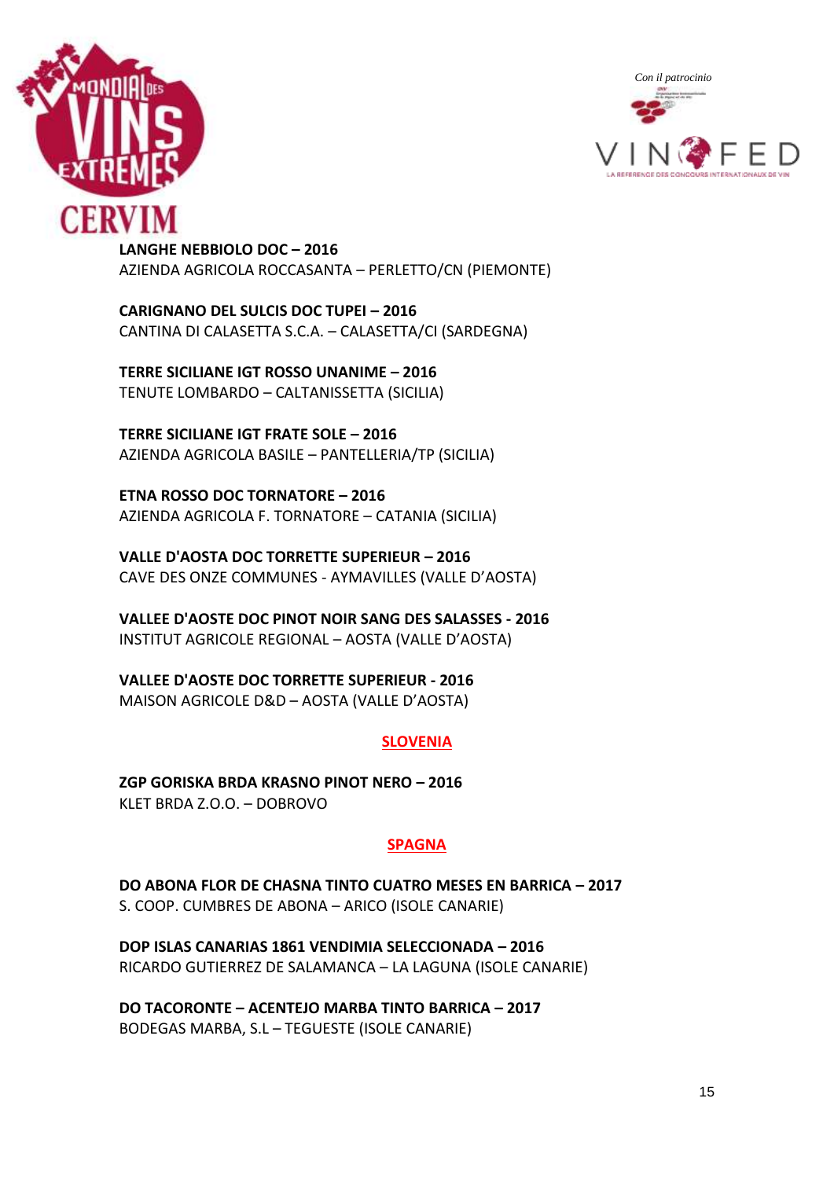**LANGHE NEBBIOLO DOC – 2016**
AZIENDA AGRICOLA ROCCASANTA – PERLETTO/CN (PIEMONTE)

**CARIGNANO DEL SULCIS DOC TUPEI – 2016**
CANTINA DI CALASETTA S.C.A. – CALASETTA/CI (SARDEGNA)

**TERRE SICILIANE IGT ROSSO UNANIME – 2016**
TENUTE LOMBARDO – CALTANISSETTA (SICILIA)

**TERRE SICILIANE IGT FRATE SOLE – 2016**
AZIENDA AGRICOLA BASILE – PANTELLERIA/TP (SICILIA)

**ETNA ROSSO DOC TORNATORE – 2016**
AZIENDA AGRICOLA F. TORNATORE – CATANIA (SICILIA)

**VALLE D'AOSTA DOC TORRETTE SUPERIEUR – 2016**
CAVE DES ONZE COMMUNES - AYMAVILLES (VALLE D'AOSTA)

**VALLEE D'AOSTE DOC PINOT NOIR SANG DES SALASSES - 2016**
INSTITUT AGRICOLE REGIONAL – AOSTA (VALLE D'AOSTA)

**VALLEE D'AOSTE DOC TORRETTE SUPERIEUR - 2016**
MAISON AGRICOLE D&D – AOSTA (VALLE D'AOSTA)

## SLOVENIA

**ZGP GORISKA BRDA KRASNO PINOT NERO – 2016**
KLET BRDA Z.O.O. – DOBROVO

## SPAGNA

**DO ABONA FLOR DE CHASNA TINTO CUATRO MESES EN BARRICA – 2017**
S. COOP. CUMBRES DE ABONA – ARICO (ISOLE CANARIE)

**DOP ISLAS CANARIAS 1861 VENDIMIA SELECCIONADA – 2016**
RICARDO GUTIERREZ DE SALAMANCA – LA LAGUNA (ISOLE CANARIE)

**DO TACORONTE – ACENTEJO MARBA TINTO BARRICA – 2017**
BODEGAS MARBA, S.L – TEGUESTE (ISOLE CANARIE)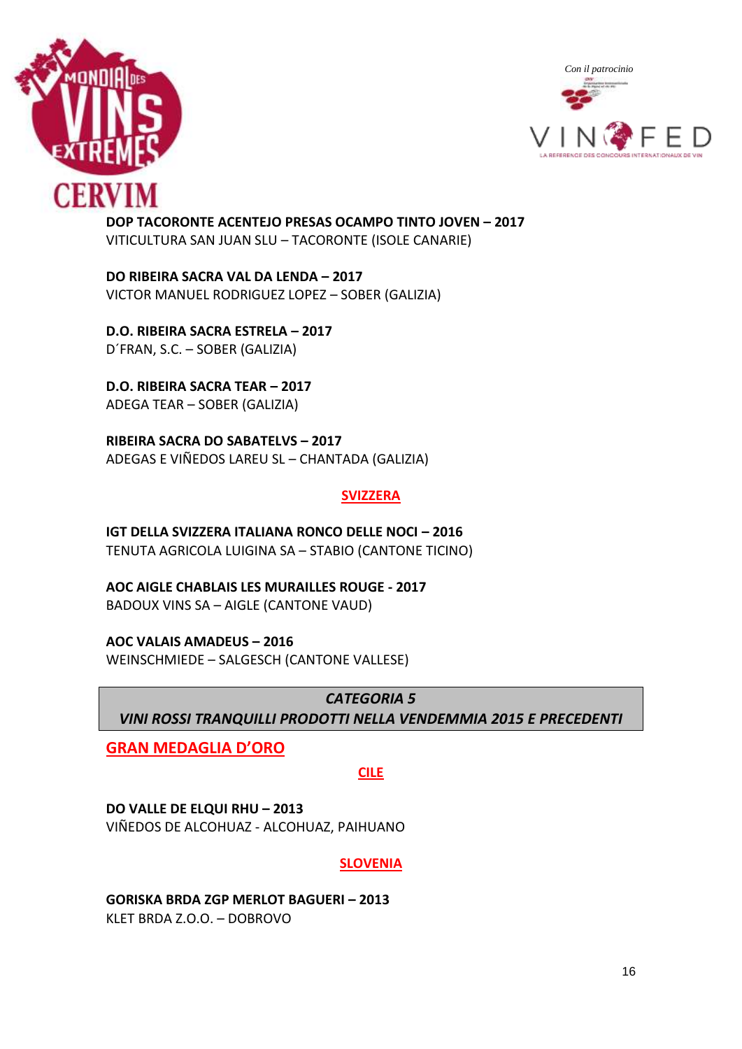**DOP TACORONTE ACENTEJO PRESAS OCAMPO TINTO JOVEN – 2017**
VITICULTURA SAN JUAN SLU – TACORONTE (ISOLE CANARIE)

**DO RIBEIRA SACRA VAL DA LENDA – 2017**
VICTOR MANUEL RODRIGUEZ LOPEZ – SOBER (GALIZIA)

**D.O. RIBEIRA SACRA ESTRELA – 2017**
D´FRAN, S.C. – SOBER (GALIZIA)

**D.O. RIBEIRA SACRA TEAR – 2017**
ADEGA TEAR – SOBER (GALIZIA)

**RIBEIRA SACRA DO SABATELVS – 2017**
ADEGAS E VIÑEDOS LAREU SL – CHANTADA (GALIZIA)

### SVIZZERA

**IGT DELLA SVIZZERA ITALIANA RONCO DELLE NOCI – 2016**
TENUTA AGRICOLA LUIGINA SA – STABIO (CANTONE TICINO)

**AOC AIGLE CHABLAIS LES MURAILLES ROUGE - 2017**
BADOUX VINS SA – AIGLE (CANTONE VAUD)

**AOC VALAIS AMADEUS – 2016**
WEINSCHMIEDE – SALGESCH (CANTONE VALLESE)

## *CATEGORIA 5*
## *VINI ROSSI TRANQUILLI PRODOTTI NELLA VENDEMMIA 2015 E PRECEDENTI*

## GRAN MEDAGLIA D'ORO

### CILE

**DO VALLE DE ELQUI RHU – 2013**
VIÑEDOS DE ALCOHUAZ - ALCOHUAZ, PAIHUANO

### SLOVENIA

**GORISKA BRDA ZGP MERLOT BAGUERI – 2013**
KLET BRDA Z.O.O. – DOBROVO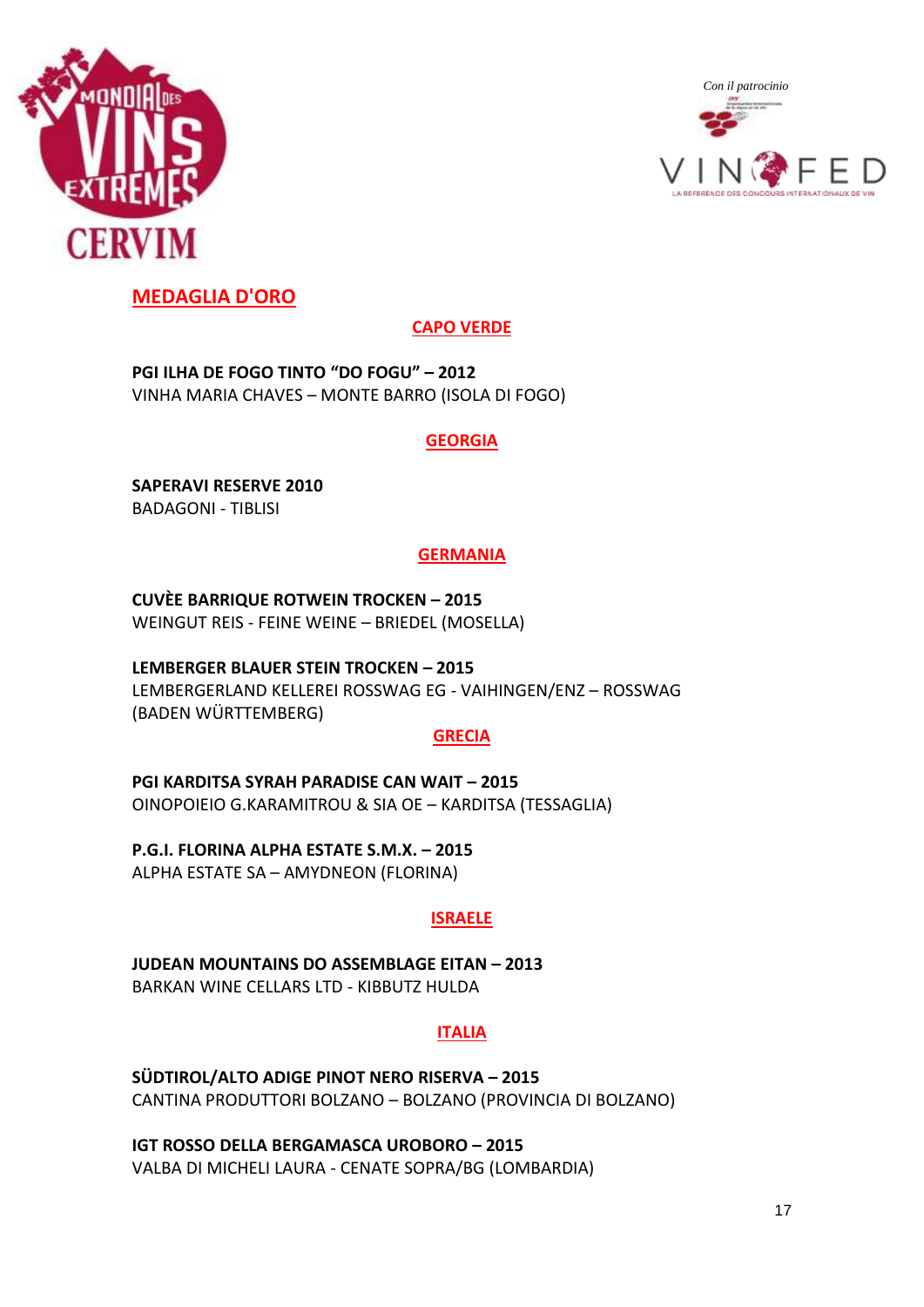## MEDAGLIA D'ORO

### CAPO VERDE

**PGI ILHA DE FOGO TINTO "DO FOGU" – 2012**
VINHA MARIA CHAVES – MONTE BARRO (ISOLA DI FOGO)

### GEORGIA

**SAPERAVI RESERVE 2010**
BADAGONI - TIBLISI

### GERMANIA

**CUVÈE BARRIQUE ROTWEIN TROCKEN – 2015**
WEINGUT REIS - FEINE WEINE – BRIEDEL (MOSELLA)

**LEMBERGER BLAUER STEIN TROCKEN – 2015**
LEMBERGERLAND KELLEREI ROSSWAG EG - VAIHINGEN/ENZ – ROSSWAG (BADEN WÜRTTEMBERG)

### GRECIA

**PGI KARDITSA SYRAH PARADISE CAN WAIT – 2015**
OINOPOIEIO G.KARAMITROU & SIA OE – KARDITSA (TESSAGLIA)

**P.G.I. FLORINA ALPHA ESTATE S.M.X. – 2015**
ALPHA ESTATE SA – AMYDNEON (FLORINA)

### ISRAELE

**JUDEAN MOUNTAINS DO ASSEMBLAGE EITAN – 2013**
BARKAN WINE CELLARS LTD - KIBBUTZ HULDA

### ITALIA

**SÜDTIROL/ALTO ADIGE PINOT NERO RISERVA – 2015**
CANTINA PRODUTTORI BOLZANO – BOLZANO (PROVINCIA DI BOLZANO)

**IGT ROSSO DELLA BERGAMASCA UROBORO – 2015**
VALBA DI MICHELI LAURA - CENATE SOPRA/BG (LOMBARDIA)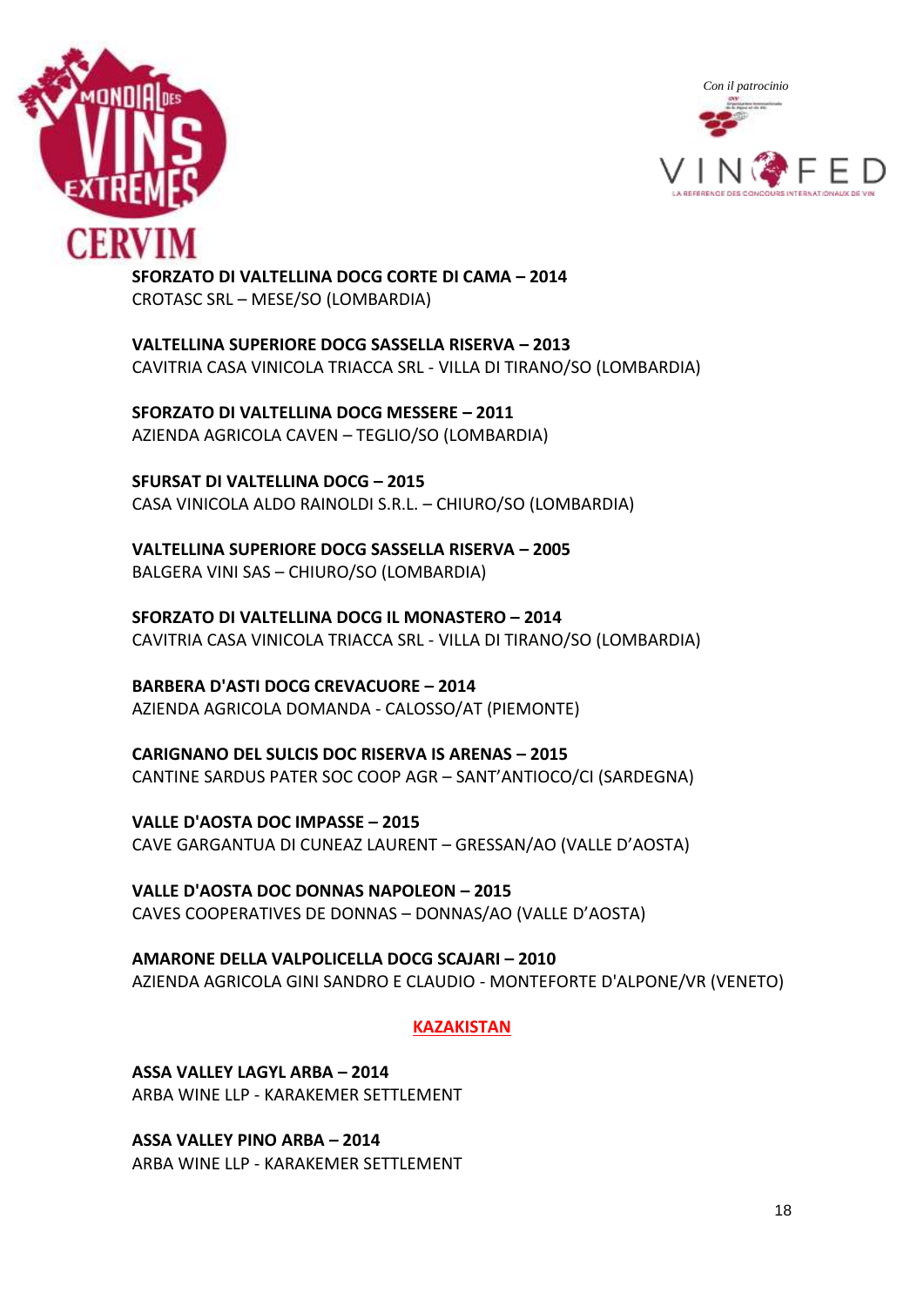**SFORZATO DI VALTELLINA DOCG CORTE DI CAMA – 2014**
CROTASC SRL – MESE/SO (LOMBARDIA)

**VALTELLINA SUPERIORE DOCG SASSELLA RISERVA – 2013**
CAVITRIA CASA VINICOLA TRIACCA SRL - VILLA DI TIRANO/SO (LOMBARDIA)

**SFORZATO DI VALTELLINA DOCG MESSERE – 2011**
AZIENDA AGRICOLA CAVEN – TEGLIO/SO (LOMBARDIA)

**SFURSAT DI VALTELLINA DOCG – 2015**
CASA VINICOLA ALDO RAINOLDI S.R.L. – CHIURO/SO (LOMBARDIA)

**VALTELLINA SUPERIORE DOCG SASSELLA RISERVA – 2005**
BALGERA VINI SAS – CHIURO/SO (LOMBARDIA)

**SFORZATO DI VALTELLINA DOCG IL MONASTERO – 2014**
CAVITRIA CASA VINICOLA TRIACCA SRL - VILLA DI TIRANO/SO (LOMBARDIA)

**BARBERA D'ASTI DOCG CREVACUORE – 2014**
AZIENDA AGRICOLA DOMANDA - CALOSSO/AT (PIEMONTE)

**CARIGNANO DEL SULCIS DOC RISERVA IS ARENAS – 2015**
CANTINE SARDUS PATER SOC COOP AGR – SANT'ANTIOCO/CI (SARDEGNA)

**VALLE D'AOSTA DOC IMPASSE – 2015**
CAVE GARGANTUA DI CUNEAZ LAURENT – GRESSAN/AO (VALLE D'AOSTA)

**VALLE D'AOSTA DOC DONNAS NAPOLEON – 2015**
CAVES COOPERATIVES DE DONNAS – DONNAS/AO (VALLE D'AOSTA)

**AMARONE DELLA VALPOLICELLA DOCG SCAJARI – 2010**
AZIENDA AGRICOLA GINI SANDRO E CLAUDIO - MONTEFORTE D'ALPONE/VR (VENETO)

## KAZAKISTAN

**ASSA VALLEY LAGYL ARBA – 2014**
ARBA WINE LLP - KARAKEMER SETTLEMENT

**ASSA VALLEY PINO ARBA – 2014**
ARBA WINE LLP - KARAKEMER SETTLEMENT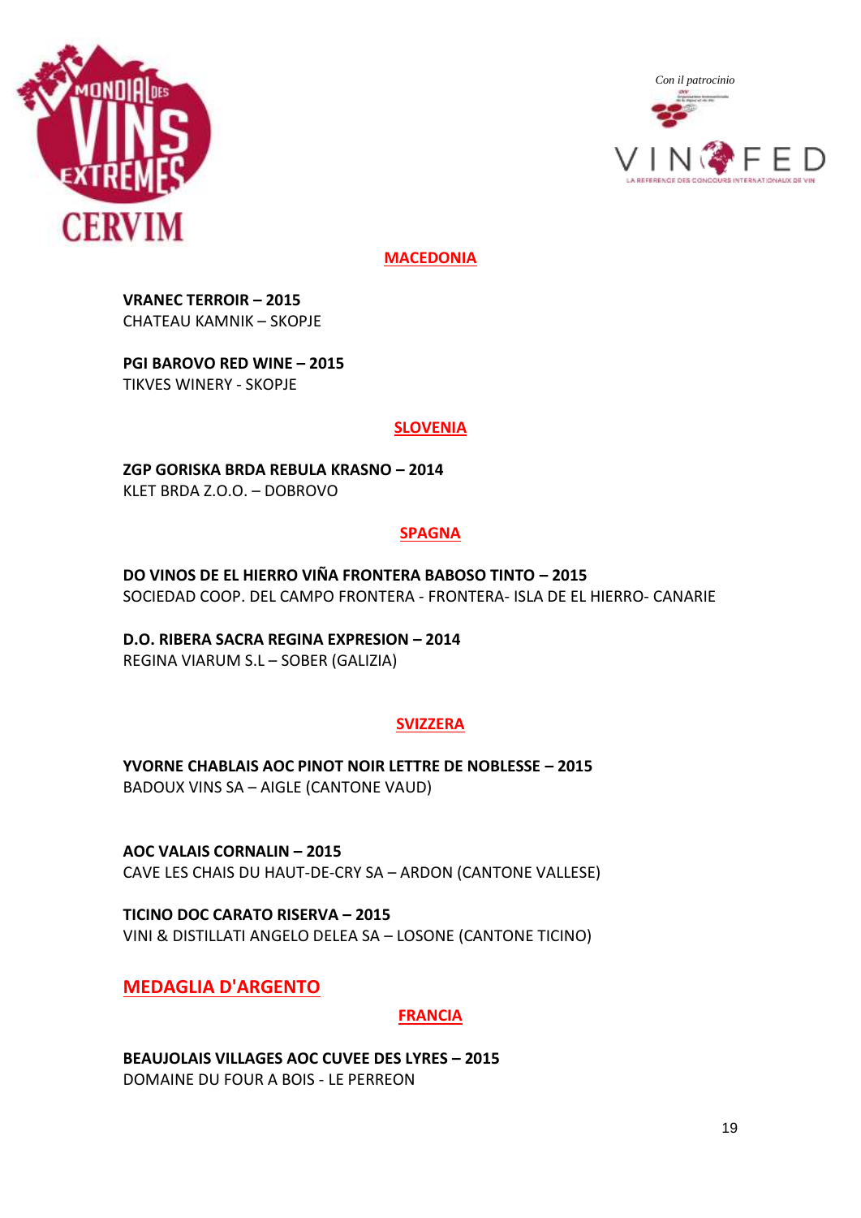## MACEDONIA

**VRANEC TERROIR – 2015**
CHATEAU KAMNIK – SKOPJE

**PGI BAROVO RED WINE – 2015**
TIKVES WINERY - SKOPJE

## SLOVENIA

**ZGP GORISKA BRDA REBULA KRASNO – 2014**
KLET BRDA Z.O.O. – DOBROVO

## SPAGNA

**DO VINOS DE EL HIERRO VIÑA FRONTERA BABOSO TINTO – 2015**
SOCIEDAD COOP. DEL CAMPO FRONTERA - FRONTERA- ISLA DE EL HIERRO- CANARIE

**D.O. RIBERA SACRA REGINA EXPRESION – 2014**
REGINA VIARUM S.L – SOBER (GALIZIA)

## SVIZZERA

**YVORNE CHABLAIS AOC PINOT NOIR LETTRE DE NOBLESSE – 2015**
BADOUX VINS SA – AIGLE (CANTONE VAUD)

**AOC VALAIS CORNALIN – 2015**
CAVE LES CHAIS DU HAUT-DE-CRY SA – ARDON (CANTONE VALLESE)

**TICINO DOC CARATO RISERVA – 2015**
VINI & DISTILLATI ANGELO DELEA SA – LOSONE (CANTONE TICINO)

# MEDAGLIA D'ARGENTO

## FRANCIA

**BEAUJOLAIS VILLAGES AOC CUVEE DES LYRES – 2015**
DOMAINE DU FOUR A BOIS - LE PERREON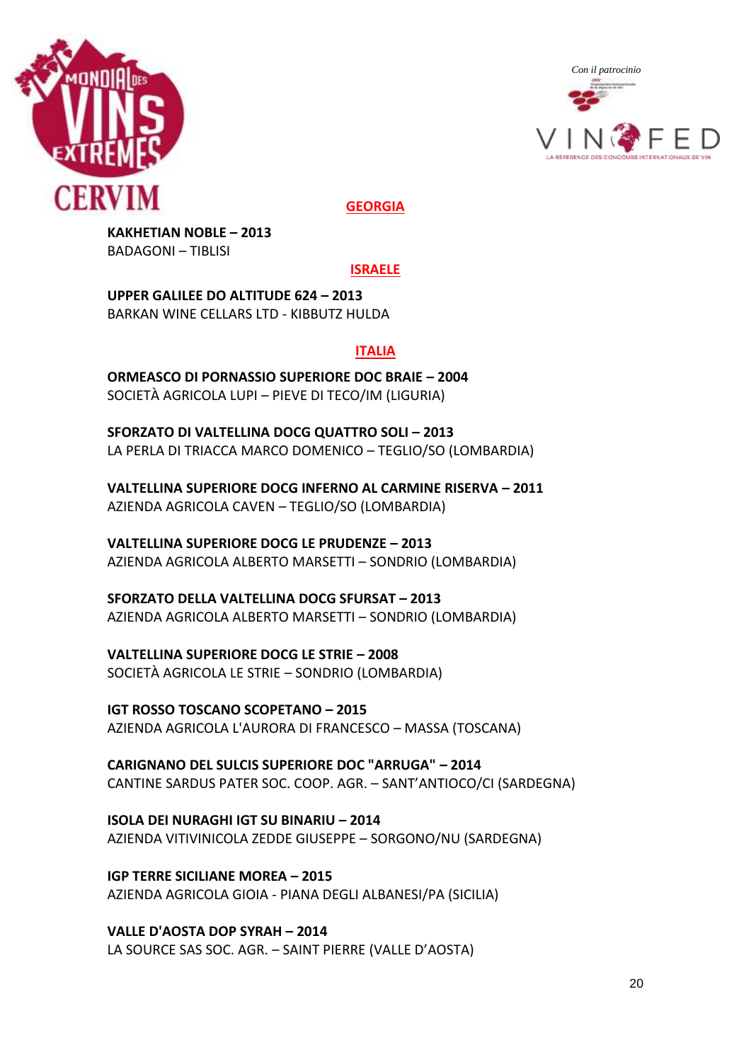## GEORGIA

**KAKHETIAN NOBLE – 2013**
BADAGONI – TIBLISI

## ISRAELE

**UPPER GALILEE DO ALTITUDE 624 – 2013**
BARKAN WINE CELLARS LTD - KIBBUTZ HULDA

## ITALIA

**ORMEASCO DI PORNASSIO SUPERIORE DOC BRAIE – 2004**
SOCIETÀ AGRICOLA LUPI – PIEVE DI TECO/IM (LIGURIA)

**SFORZATO DI VALTELLINA DOCG QUATTRO SOLI – 2013**
LA PERLA DI TRIACCA MARCO DOMENICO – TEGLIO/SO (LOMBARDIA)

**VALTELLINA SUPERIORE DOCG INFERNO AL CARMINE RISERVA – 2011**
AZIENDA AGRICOLA CAVEN – TEGLIO/SO (LOMBARDIA)

**VALTELLINA SUPERIORE DOCG LE PRUDENZE – 2013**
AZIENDA AGRICOLA ALBERTO MARSETTI – SONDRIO (LOMBARDIA)

**SFORZATO DELLA VALTELLINA DOCG SFURSAT – 2013**
AZIENDA AGRICOLA ALBERTO MARSETTI – SONDRIO (LOMBARDIA)

**VALTELLINA SUPERIORE DOCG LE STRIE – 2008**
SOCIETÀ AGRICOLA LE STRIE – SONDRIO (LOMBARDIA)

**IGT ROSSO TOSCANO SCOPETANO – 2015**
AZIENDA AGRICOLA L'AURORA DI FRANCESCO – MASSA (TOSCANA)

**CARIGNANO DEL SULCIS SUPERIORE DOC "ARRUGA" – 2014**
CANTINE SARDUS PATER SOC. COOP. AGR. – SANT'ANTIOCO/CI (SARDEGNA)

**ISOLA DEI NURAGHI IGT SU BINARIU – 2014**
AZIENDA VITIVINICOLA ZEDDE GIUSEPPE – SORGONO/NU (SARDEGNA)

**IGP TERRE SICILIANE MOREA – 2015**
AZIENDA AGRICOLA GIOIA - PIANA DEGLI ALBANESI/PA (SICILIA)

**VALLE D'AOSTA DOP SYRAH – 2014**
LA SOURCE SAS SOC. AGR. – SAINT PIERRE (VALLE D'AOSTA)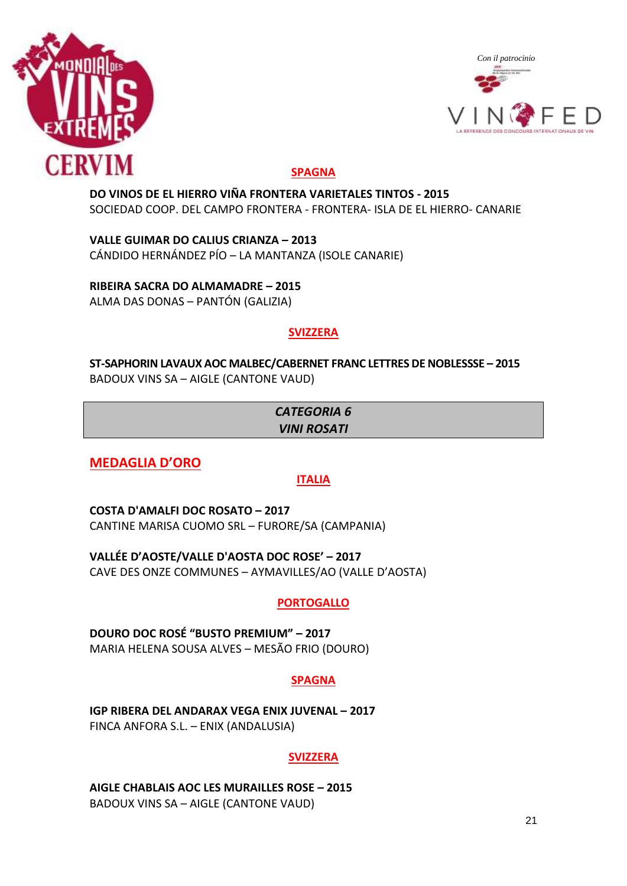## SPAGNA

**DO VINOS DE EL HIERRO VIÑA FRONTERA VARIETALES TINTOS - 2015**
SOCIEDAD COOP. DEL CAMPO FRONTERA - FRONTERA- ISLA DE EL HIERRO- CANARIE

**VALLE GUIMAR DO CALIUS CRIANZA – 2013**
CÁNDIDO HERNÁNDEZ PÍO – LA MANTANZA (ISOLE CANARIE)

**RIBEIRA SACRA DO ALMAMADRE – 2015**
ALMA DAS DONAS – PANTÓN (GALIZIA)

## SVIZZERA

**ST-SAPHORIN LAVAUX AOC MALBEC/CABERNET FRANC LETTRES DE NOBLESSSE – 2015**
BADOUX VINS SA – AIGLE (CANTONE VAUD)

# *CATEGORIA 6*
# *VINI ROSATI*

## MEDAGLIA D'ORO

### ITALIA

**COSTA D'AMALFI DOC ROSATO – 2017**
CANTINE MARISA CUOMO SRL – FURORE/SA (CAMPANIA)

**VALLÉE D'AOSTE/VALLE D'AOSTA DOC ROSE' – 2017**
CAVE DES ONZE COMMUNES – AYMAVILLES/AO (VALLE D'AOSTA)

### PORTOGALLO

**DOURO DOC ROSÉ "BUSTO PREMIUM" – 2017**
MARIA HELENA SOUSA ALVES – MESÃO FRIO (DOURO)

### SPAGNA

**IGP RIBERA DEL ANDARAX VEGA ENIX JUVENAL – 2017**
FINCA ANFORA S.L. – ENIX (ANDALUSIA)

### SVIZZERA

**AIGLE CHABLAIS AOC LES MURAILLES ROSE – 2015**
BADOUX VINS SA – AIGLE (CANTONE VAUD)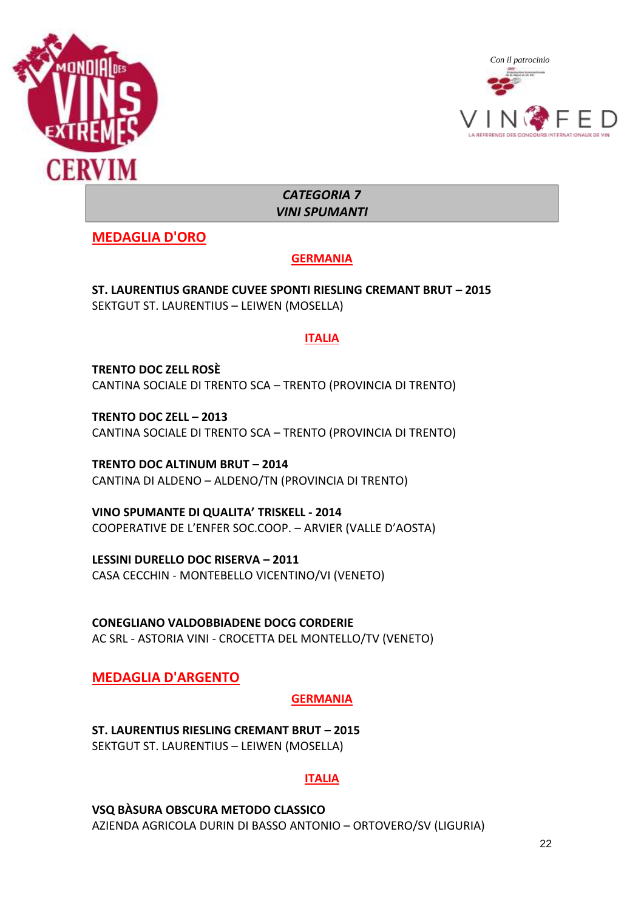Con il patrocinio

# CATEGORIA 7
# VINI SPUMANTI

## MEDAGLIA D'ORO

### GERMANIA

**ST. LAURENTIUS GRANDE CUVEE SPONTI RIESLING CREMANT BRUT – 2015**
SEKTGUT ST. LAURENTIUS – LEIWEN (MOSELLA)

### ITALIA

**TRENTO DOC ZELL ROSÈ**
CANTINA SOCIALE DI TRENTO SCA – TRENTO (PROVINCIA DI TRENTO)

**TRENTO DOC ZELL – 2013**
CANTINA SOCIALE DI TRENTO SCA – TRENTO (PROVINCIA DI TRENTO)

**TRENTO DOC ALTINUM BRUT – 2014**
CANTINA DI ALDENO – ALDENO/TN (PROVINCIA DI TRENTO)

**VINO SPUMANTE DI QUALITA' TRISKELL - 2014**
COOPERATIVE DE L'ENFER SOC.COOP. – ARVIER (VALLE D'AOSTA)

**LESSINI DURELLO DOC RISERVA – 2011**
CASA CECCHIN - MONTEBELLO VICENTINO/VI (VENETO)

**CONEGLIANO VALDOBBIADENE DOCG CORDERIE**
AC SRL - ASTORIA VINI - CROCETTA DEL MONTELLO/TV (VENETO)

## MEDAGLIA D'ARGENTO

### GERMANIA

**ST. LAURENTIUS RIESLING CREMANT BRUT – 2015**
SEKTGUT ST. LAURENTIUS – LEIWEN (MOSELLA)

### ITALIA

**VSQ BÀSURA OBSCURA METODO CLASSICO**
AZIENDA AGRICOLA DURIN DI BASSO ANTONIO – ORTOVERO/SV (LIGURIA)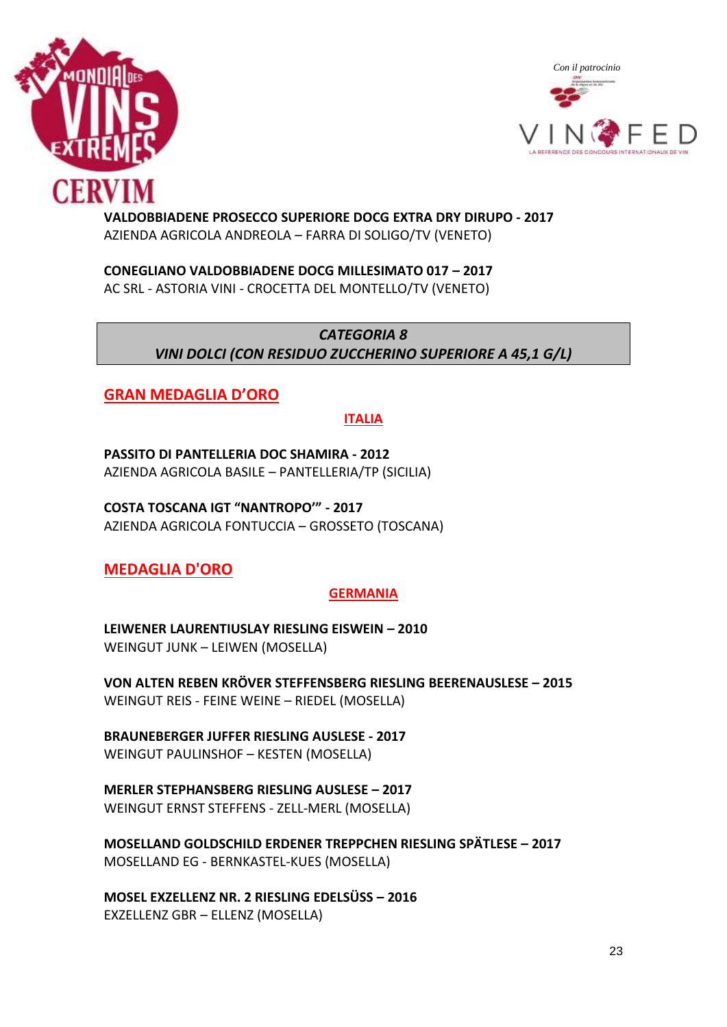**VALDOBBIADENE PROSECCO SUPERIORE DOCG EXTRA DRY DIRUPO - 2017**
AZIENDA AGRICOLA ANDREOLA – FARRA DI SOLIGO/TV (VENETO)

**CONEGLIANO VALDOBBIADENE DOCG MILLESIMATO 017 – 2017**
AC SRL - ASTORIA VINI - CROCETTA DEL MONTELLO/TV (VENETO)

***CATEGORIA 8***
***VINI DOLCI (CON RESIDUO ZUCCHERINO SUPERIORE A 45,1 G/L)***

## GRAN MEDAGLIA D'ORO

### ITALIA

**PASSITO DI PANTELLERIA DOC SHAMIRA - 2012**
AZIENDA AGRICOLA BASILE – PANTELLERIA/TP (SICILIA)

**COSTA TOSCANA IGT "NANTROPO'" - 2017**
AZIENDA AGRICOLA FONTUCCIA – GROSSETO (TOSCANA)

## MEDAGLIA D'ORO

### GERMANIA

**LEIWENER LAURENTIUSLAY RIESLING EISWEIN – 2010**
WEINGUT JUNK – LEIWEN (MOSELLA)

**VON ALTEN REBEN KRÖVER STEFFENSBERG RIESLING BEERENAUSLESE – 2015**
WEINGUT REIS - FEINE WEINE – RIEDEL (MOSELLA)

**BRAUNEBERGER JUFFER RIESLING AUSLESE - 2017**
WEINGUT PAULINSHOF – KESTEN (MOSELLA)

**MERLER STEPHANSBERG RIESLING AUSLESE – 2017**
WEINGUT ERNST STEFFENS - ZELL-MERL (MOSELLA)

**MOSELLAND GOLDSCHILD ERDENER TREPPCHEN RIESLING SPÄTLESE – 2017**
MOSELLAND EG - BERNKASTEL-KUES (MOSELLA)

**MOSEL EXZELLENZ NR. 2 RIESLING EDELSÜSS – 2016**
EXZELLENZ GBR – ELLENZ (MOSELLA)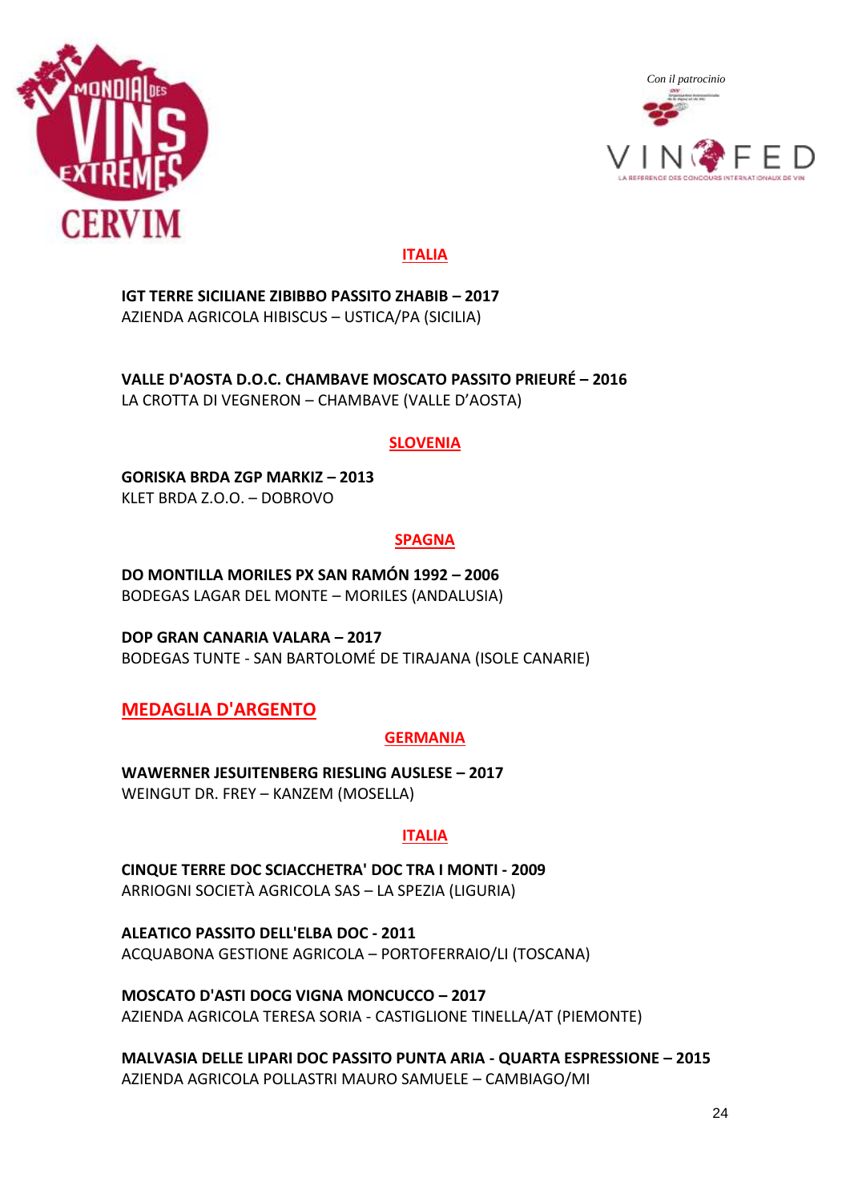Con il patrocinio

## ITALIA

**IGT TERRE SICILIANE ZIBIBBO PASSITO ZHABIB – 2017**
AZIENDA AGRICOLA HIBISCUS – USTICA/PA (SICILIA)

**VALLE D'AOSTA D.O.C. CHAMBAVE MOSCATO PASSITO PRIEURÉ – 2016**
LA CROTTA DI VEGNERON – CHAMBAVE (VALLE D'AOSTA)

## SLOVENIA

**GORISKA BRDA ZGP MARKIZ – 2013**
KLET BRDA Z.O.O. – DOBROVO

## SPAGNA

**DO MONTILLA MORILES PX SAN RAMÓN 1992 – 2006**
BODEGAS LAGAR DEL MONTE – MORILES (ANDALUSIA)

**DOP GRAN CANARIA VALARA – 2017**
BODEGAS TUNTE - SAN BARTOLOMÉ DE TIRAJANA (ISOLE CANARIE)

# MEDAGLIA D'ARGENTO

## GERMANIA

**WAWERNER JESUITENBERG RIESLING AUSLESE – 2017**
WEINGUT DR. FREY – KANZEM (MOSELLA)

## ITALIA

**CINQUE TERRE DOC SCIACCHETRA' DOC TRA I MONTI - 2009**
ARRIOGNI SOCIETÀ AGRICOLA SAS – LA SPEZIA (LIGURIA)

**ALEATICO PASSITO DELL'ELBA DOC - 2011**
ACQUABONA GESTIONE AGRICOLA – PORTOFERRAIO/LI (TOSCANA)

**MOSCATO D'ASTI DOCG VIGNA MONCUCCO – 2017**
AZIENDA AGRICOLA TERESA SORIA - CASTIGLIONE TINELLA/AT (PIEMONTE)

**MALVASIA DELLE LIPARI DOC PASSITO PUNTA ARIA - QUARTA ESPRESSIONE – 2015**
AZIENDA AGRICOLA POLLASTRI MAURO SAMUELE – CAMBIAGO/MI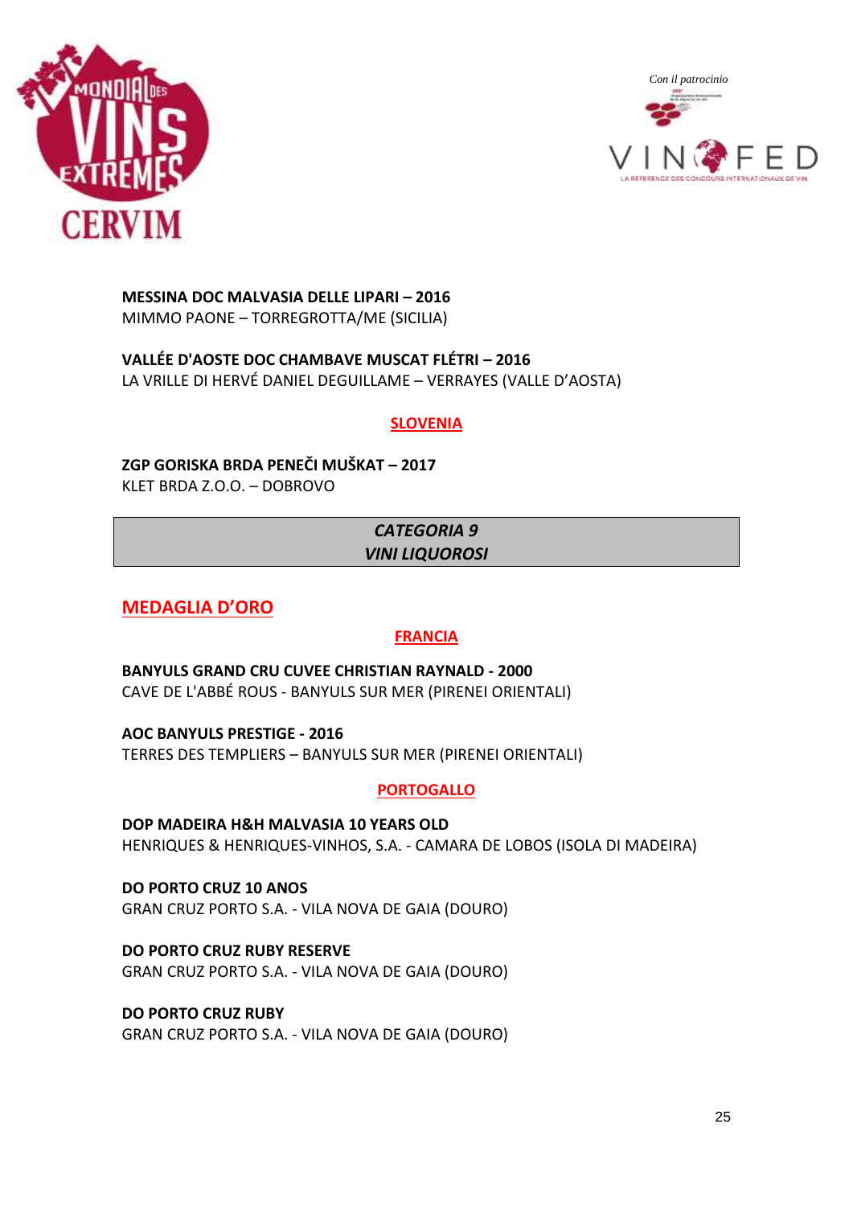**MESSINA DOC MALVASIA DELLE LIPARI – 2016**
MIMMO PAONE – TORREGROTTA/ME (SICILIA)

**VALLÉE D'AOSTE DOC CHAMBAVE MUSCAT FLÉTRI – 2016**
LA VRILLE DI HERVÉ DANIEL DEGUILLAME – VERRAYES (VALLE D'AOSTA)

### SLOVENIA

**ZGP GORISKA BRDA PENEČI MUŠKAT – 2017**
KLET BRDA Z.O.O. – DOBROVO

## *CATEGORIA 9*
## *VINI LIQUOROSI*

## MEDAGLIA D'ORO

### FRANCIA

**BANYULS GRAND CRU CUVEE CHRISTIAN RAYNALD - 2000**
CAVE DE L'ABBÉ ROUS - BANYULS SUR MER (PIRENEI ORIENTALI)

**AOC BANYULS PRESTIGE - 2016**
TERRES DES TEMPLIERS – BANYULS SUR MER (PIRENEI ORIENTALI)

### PORTOGALLO

**DOP MADEIRA H&H MALVASIA 10 YEARS OLD**
HENRIQUES & HENRIQUES-VINHOS, S.A. - CAMARA DE LOBOS (ISOLA DI MADEIRA)

**DO PORTO CRUZ 10 ANOS**
GRAN CRUZ PORTO S.A. - VILA NOVA DE GAIA (DOURO)

**DO PORTO CRUZ RUBY RESERVE**
GRAN CRUZ PORTO S.A. - VILA NOVA DE GAIA (DOURO)

**DO PORTO CRUZ RUBY**
GRAN CRUZ PORTO S.A. - VILA NOVA DE GAIA (DOURO)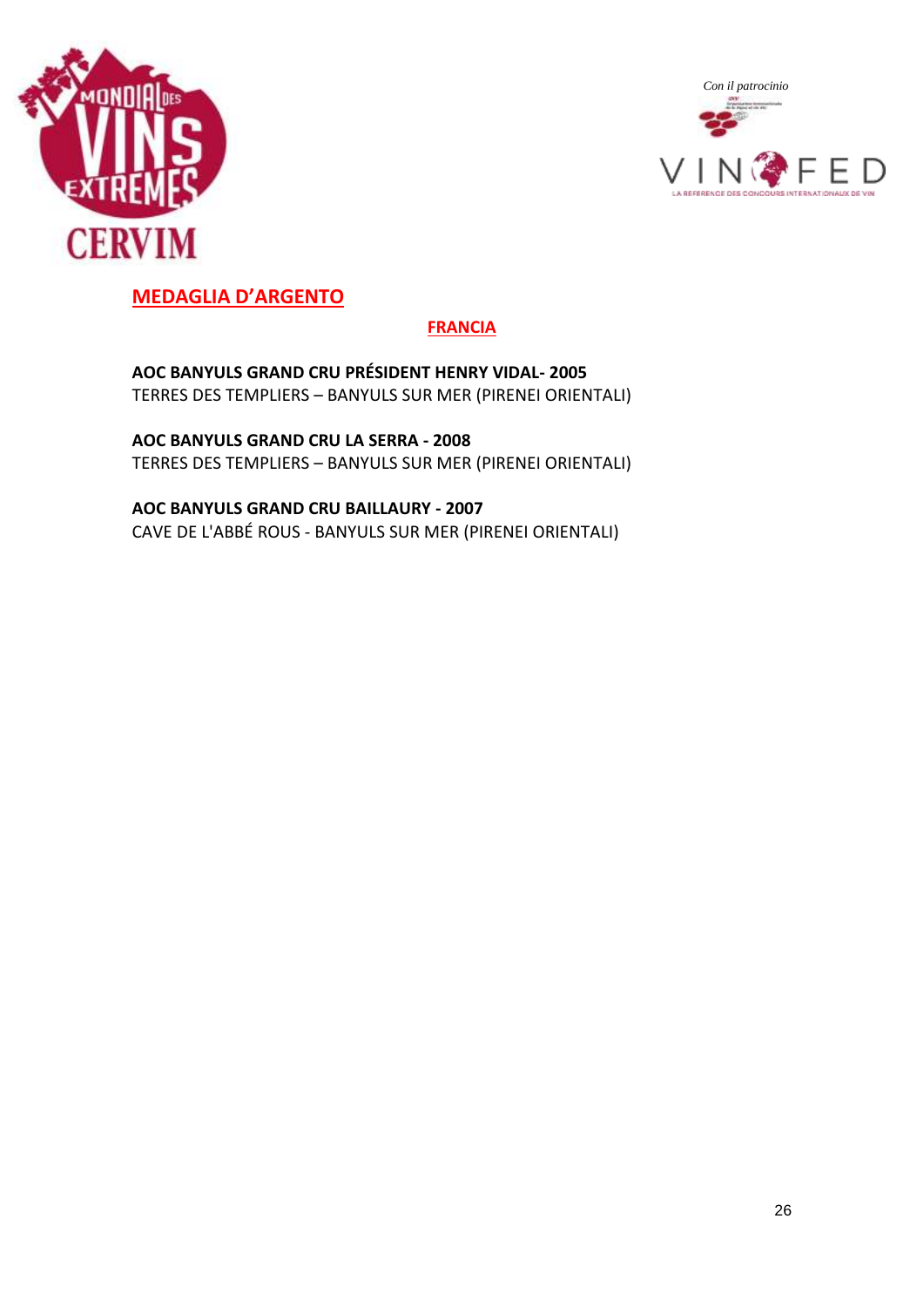## MEDAGLIA D'ARGENTO

### FRANCIA

**AOC BANYULS GRAND CRU PRÉSIDENT HENRY VIDAL- 2005**
TERRES DES TEMPLIERS – BANYULS SUR MER (PIRENEI ORIENTALI)

**AOC BANYULS GRAND CRU LA SERRA - 2008**
TERRES DES TEMPLIERS – BANYULS SUR MER (PIRENEI ORIENTALI)

**AOC BANYULS GRAND CRU BAILLAURY - 2007**
CAVE DE L'ABBÉ ROUS - BANYULS SUR MER (PIRENEI ORIENTALI)